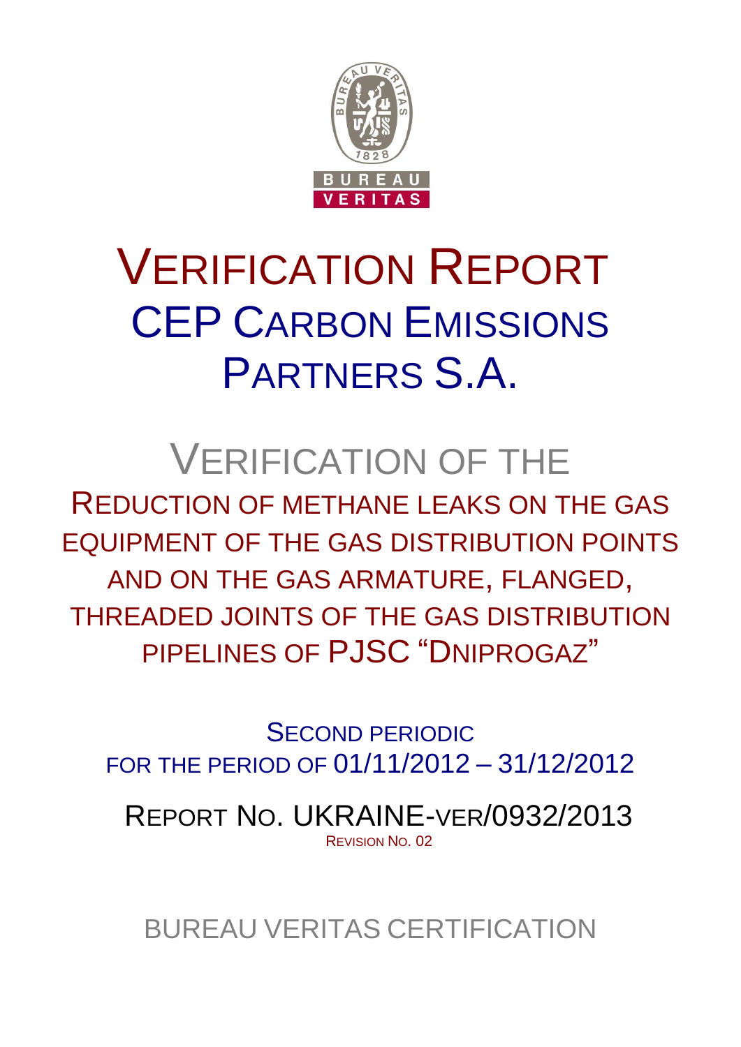# VERIFICATION REPORT
# CEP CARBON EMISSIONS PARTNERS S.A.

## VERIFICATION OF THE

## REDUCTION OF METHANE LEAKS ON THE GAS EQUIPMENT OF THE GAS DISTRIBUTION POINTS AND ON THE GAS ARMATURE, FLANGED, THREADED JOINTS OF THE GAS DISTRIBUTION PIPELINES OF PJSC "DNIPROGAZ"

SECOND PERIODIC
FOR THE PERIOD OF 01/11/2012 – 31/12/2012

REPORT NO. UKRAINE-VER/0932/2013
REVISION NO. 02

BUREAU VERITAS CERTIFICATION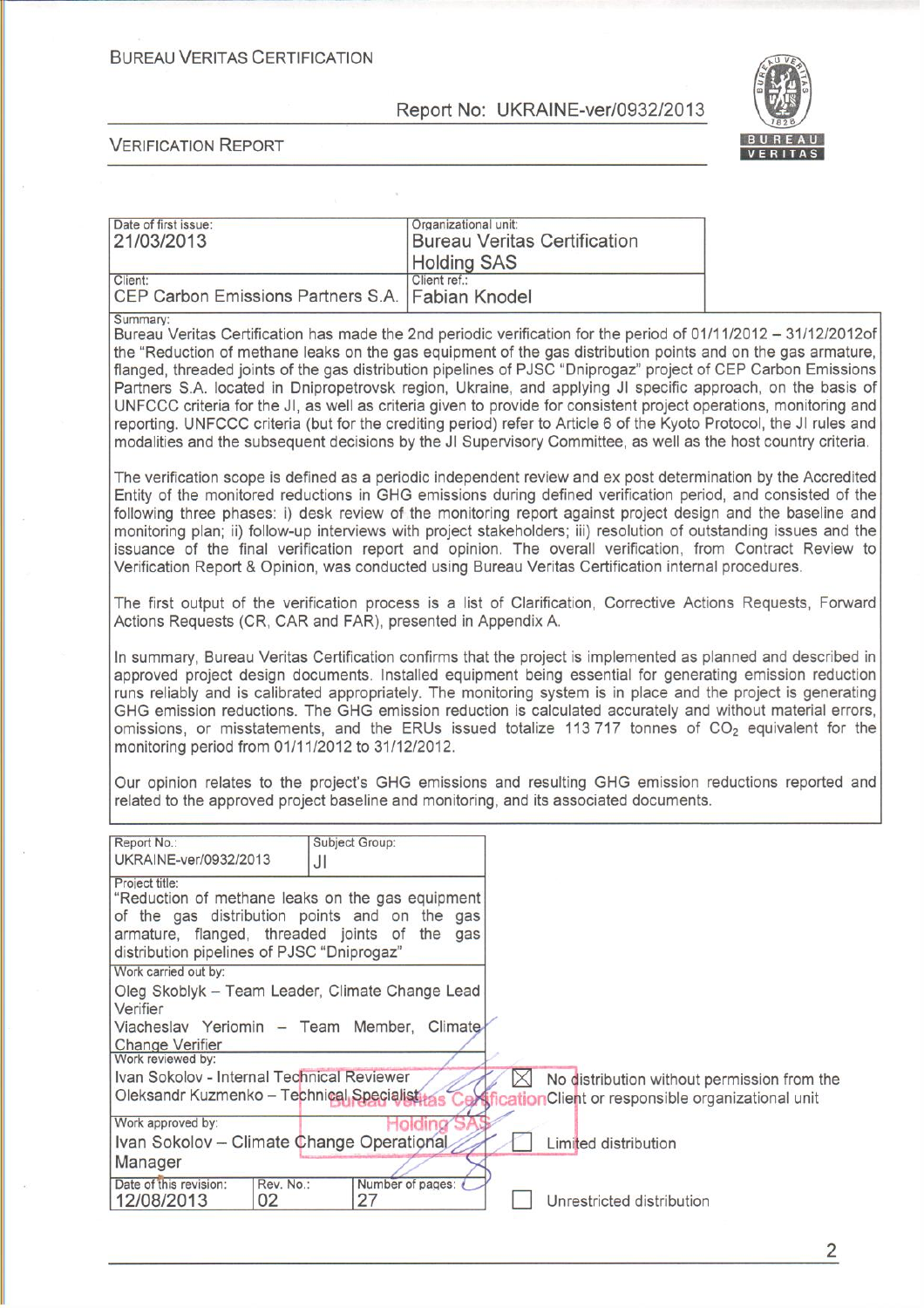BUREAU VERITAS CERTIFICATION

Report No: UKRAINE-ver/0932/2013

VERIFICATION REPORT

| Date of first issue: 21/03/2013 | Organizational unit: Bureau Veritas Certification Holding SAS |
|---|---|
| Client: CEP Carbon Emissions Partners S.A. | Client ref.: Fabian Knodel |

Summary:

Bureau Veritas Certification has made the 2nd periodic verification for the period of 01/11/2012 – 31/12/2012of the "Reduction of methane leaks on the gas equipment of the gas distribution points and on the gas armature, flanged, threaded joints of the gas distribution pipelines of PJSC "Dniprogaz" project of CEP Carbon Emissions Partners S.A. located in Dnipropetrovsk region, Ukraine, and applying JI specific approach, on the basis of UNFCCC criteria for the JI, as well as criteria given to provide for consistent project operations, monitoring and reporting. UNFCCC criteria (but for the crediting period) refer to Article 6 of the Kyoto Protocol, the JI rules and modalities and the subsequent decisions by the JI Supervisory Committee, as well as the host country criteria.

The verification scope is defined as a periodic independent review and ex post determination by the Accredited Entity of the monitored reductions in GHG emissions during defined verification period, and consisted of the following three phases: i) desk review of the monitoring report against project design and the baseline and monitoring plan; ii) follow-up interviews with project stakeholders; iii) resolution of outstanding issues and the issuance of the final verification report and opinion. The overall verification, from Contract Review to Verification Report & Opinion, was conducted using Bureau Veritas Certification internal procedures.

The first output of the verification process is a list of Clarification, Corrective Actions Requests, Forward Actions Requests (CR, CAR and FAR), presented in Appendix A.

In summary, Bureau Veritas Certification confirms that the project is implemented as planned and described in approved project design documents. Installed equipment being essential for generating emission reduction runs reliably and is calibrated appropriately. The monitoring system is in place and the project is generating GHG emission reductions. The GHG emission reduction is calculated accurately and without material errors, omissions, or misstatements, and the ERUs issued totalize 113 717 tonnes of $CO_2$ equivalent for the monitoring period from 01/11/2012 to 31/12/2012.

Our opinion relates to the project's GHG emissions and resulting GHG emission reductions reported and related to the approved project baseline and monitoring, and its associated documents.

| Report No.: UKRAINE-ver/0932/2013 | Subject Group: JI | |
|---|---|---|
| Project title: "Reduction of methane leaks on the gas equipment of the gas distribution points and on the gas armature, flanged, threaded joints of the gas distribution pipelines of PJSC "Dniprogaz" | | |
| Work carried out by: Oleg Skoblyk – Team Leader, Climate Change Lead Verifier; Viacheslav Yeriomin – Team Member, Climate Change Verifier | | |
| Work reviewed by: Ivan Sokolov - Internal Technical Reviewer; Oleksandr Kuzmenko – Technical Specialist | | |
| Work approved by: Ivan Sokolov – Climate Change Operational Manager | | |
| Date of this revision: 12/08/2013 | Rev. No.: 02 | Number of pages: 27 |

- [x] No distribution without permission from the Client or responsible organizational unit
- [ ] Limited distribution
- [ ] Unrestricted distribution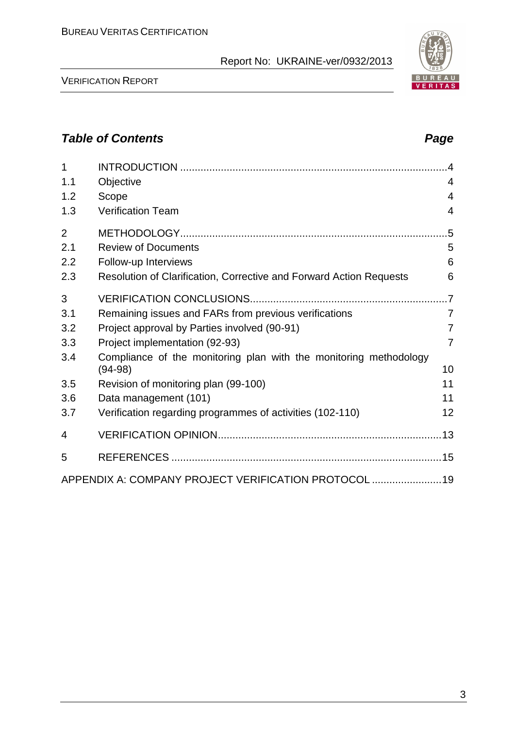## Table of Contents

| | | Page |
|---|---|---|
| 1 | INTRODUCTION | 4 |
| 1.1 | Objective | 4 |
| 1.2 | Scope | 4 |
| 1.3 | Verification Team | 4 |
| 2 | METHODOLOGY | 5 |
| 2.1 | Review of Documents | 5 |
| 2.2 | Follow-up Interviews | 6 |
| 2.3 | Resolution of Clarification, Corrective and Forward Action Requests | 6 |
| 3 | VERIFICATION CONCLUSIONS | 7 |
| 3.1 | Remaining issues and FARs from previous verifications | 7 |
| 3.2 | Project approval by Parties involved (90-91) | 7 |
| 3.3 | Project implementation (92-93) | 7 |
| 3.4 | Compliance of the monitoring plan with the monitoring methodology (94-98) | 10 |
| 3.5 | Revision of monitoring plan (99-100) | 11 |
| 3.6 | Data management (101) | 11 |
| 3.7 | Verification regarding programmes of activities (102-110) | 12 |
| 4 | VERIFICATION OPINION | 13 |
| 5 | REFERENCES | 15 |
| | APPENDIX A: COMPANY PROJECT VERIFICATION PROTOCOL | 19 |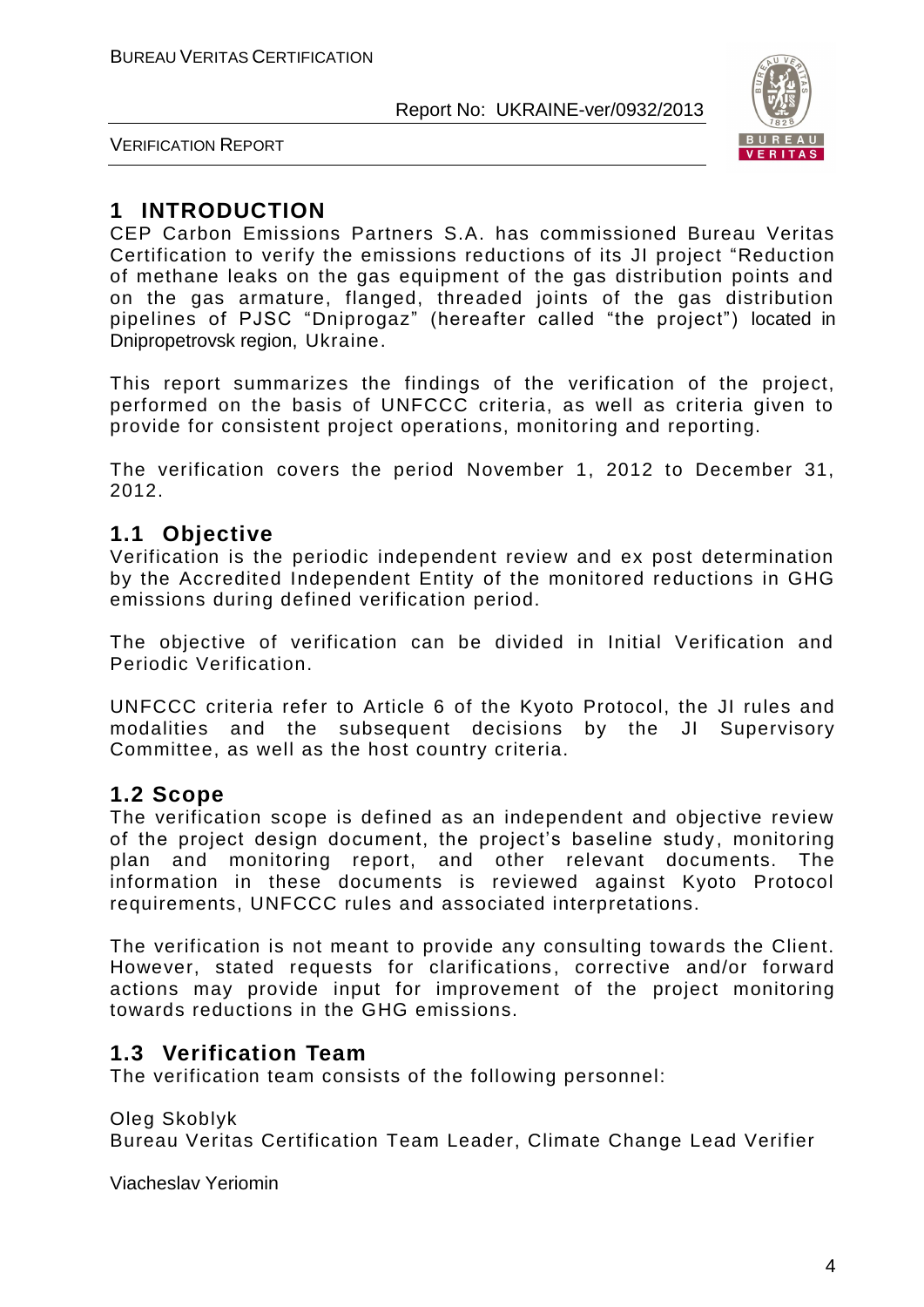# 1 INTRODUCTION

CEP Carbon Emissions Partners S.A. has commissioned Bureau Veritas Certification to verify the emissions reductions of its JI project "Reduction of methane leaks on the gas equipment of the gas distribution points and on the gas armature, flanged, threaded joints of the gas distribution pipelines of PJSC "Dniprogaz" (hereafter called "the project") located in Dnipropetrovsk region, Ukraine.

This report summarizes the findings of the verification of the project, performed on the basis of UNFCCC criteria, as well as criteria given to provide for consistent project operations, monitoring and reporting.

The verification covers the period November 1, 2012 to December 31, 2012.

## 1.1 Objective

Verification is the periodic independent review and ex post determination by the Accredited Independent Entity of the monitored reductions in GHG emissions during defined verification period.

The objective of verification can be divided in Initial Verification and Periodic Verification.

UNFCCC criteria refer to Article 6 of the Kyoto Protocol, the JI rules and modalities and the subsequent decisions by the JI Supervisory Committee, as well as the host country criteria.

## 1.2 Scope

The verification scope is defined as an independent and objective review of the project design document, the project's baseline study, monitoring plan and monitoring report, and other relevant documents. The information in these documents is reviewed against Kyoto Protocol requirements, UNFCCC rules and associated interpretations.

The verification is not meant to provide any consulting towards the Client. However, stated requests for clarifications, corrective and/or forward actions may provide input for improvement of the project monitoring towards reductions in the GHG emissions.

## 1.3 Verification Team

The verification team consists of the following personnel:

Oleg Skoblyk
Bureau Veritas Certification Team Leader, Climate Change Lead Verifier

Viacheslav Yeriomin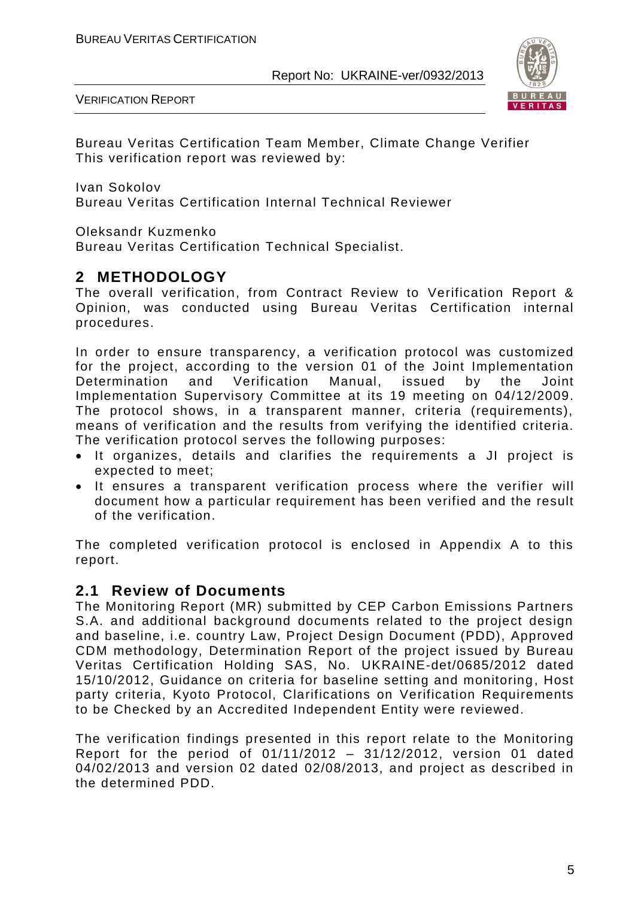Bureau Veritas Certification Team Member, Climate Change Verifier
This verification report was reviewed by:

Ivan Sokolov
Bureau Veritas Certification Internal Technical Reviewer

Oleksandr Kuzmenko
Bureau Veritas Certification Technical Specialist.

## 2 METHODOLOGY

The overall verification, from Contract Review to Verification Report & Opinion, was conducted using Bureau Veritas Certification internal procedures.

In order to ensure transparency, a verification protocol was customized for the project, according to the version 01 of the Joint Implementation Determination and Verification Manual, issued by the Joint Implementation Supervisory Committee at its 19 meeting on 04/12/2009. The protocol shows, in a transparent manner, criteria (requirements), means of verification and the results from verifying the identified criteria. The verification protocol serves the following purposes:

- It organizes, details and clarifies the requirements a JI project is expected to meet;
- It ensures a transparent verification process where the verifier will document how a particular requirement has been verified and the result of the verification.

The completed verification protocol is enclosed in Appendix A to this report.

### 2.1 Review of Documents

The Monitoring Report (MR) submitted by CEP Carbon Emissions Partners S.A. and additional background documents related to the project design and baseline, i.e. country Law, Project Design Document (PDD), Approved CDM methodology, Determination Report of the project issued by Bureau Veritas Certification Holding SAS, No. UKRAINE-det/0685/2012 dated 15/10/2012, Guidance on criteria for baseline setting and monitoring, Host party criteria, Kyoto Protocol, Clarifications on Verification Requirements to be Checked by an Accredited Independent Entity were reviewed.

The verification findings presented in this report relate to the Monitoring Report for the period of 01/11/2012 – 31/12/2012, version 01 dated 04/02/2013 and version 02 dated 02/08/2013, and project as described in the determined PDD.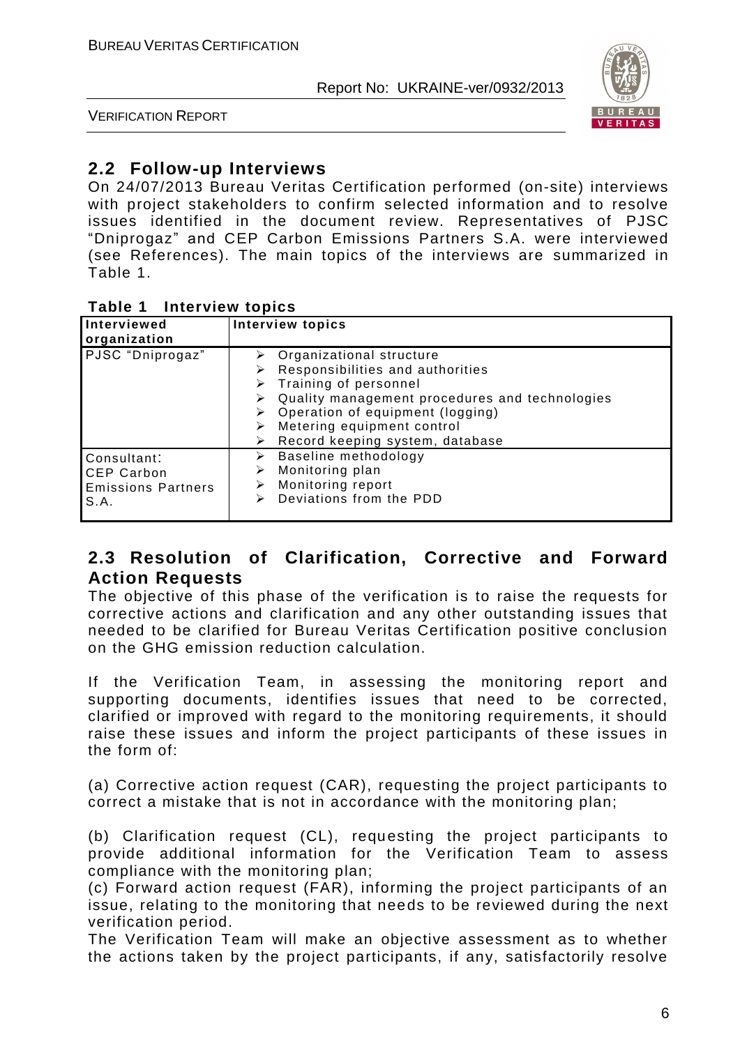## 2.2 Follow-up Interviews

On 24/07/2013 Bureau Veritas Certification performed (on-site) interviews with project stakeholders to confirm selected information and to resolve issues identified in the document review. Representatives of PJSC "Dniprogaz" and CEP Carbon Emissions Partners S.A. were interviewed (see References). The main topics of the interviews are summarized in Table 1.

**Table 1 Interview topics**

| Interviewed organization | Interview topics |
|---|---|
| PJSC "Dniprogaz" | ➢ Organizational structure<br>➢ Responsibilities and authorities<br>➢ Training of personnel<br>➢ Quality management procedures and technologies<br>➢ Operation of equipment (logging)<br>➢ Metering equipment control<br>➢ Record keeping system, database |
| Consultant: CEP Carbon Emissions Partners S.A. | ➢ Baseline methodology<br>➢ Monitoring plan<br>➢ Monitoring report<br>➢ Deviations from the PDD |

## 2.3 Resolution of Clarification, Corrective and Forward Action Requests

The objective of this phase of the verification is to raise the requests for corrective actions and clarification and any other outstanding issues that needed to be clarified for Bureau Veritas Certification positive conclusion on the GHG emission reduction calculation.

If the Verification Team, in assessing the monitoring report and supporting documents, identifies issues that need to be corrected, clarified or improved with regard to the monitoring requirements, it should raise these issues and inform the project participants of these issues in the form of:

(a) Corrective action request (CAR), requesting the project participants to correct a mistake that is not in accordance with the monitoring plan;

(b) Clarification request (CL), requesting the project participants to provide additional information for the Verification Team to assess compliance with the monitoring plan;

(c) Forward action request (FAR), informing the project participants of an issue, relating to the monitoring that needs to be reviewed during the next verification period.

The Verification Team will make an objective assessment as to whether the actions taken by the project participants, if any, satisfactorily resolve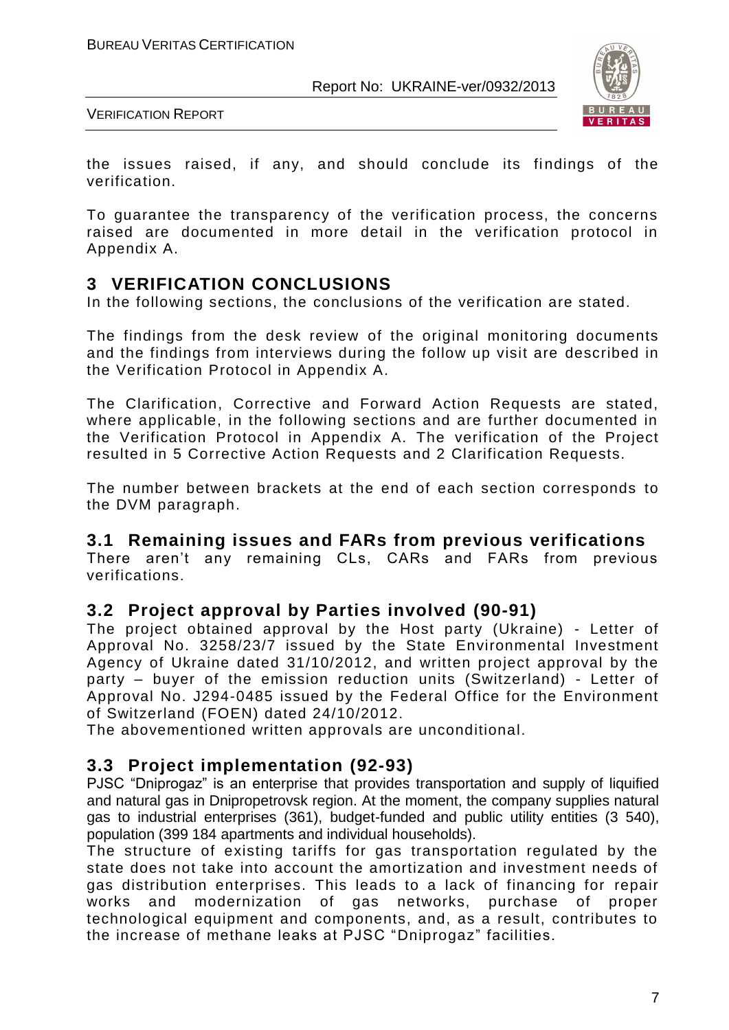the issues raised, if any, and should conclude its findings of the verification.

To guarantee the transparency of the verification process, the concerns raised are documented in more detail in the verification protocol in Appendix A.

# 3 VERIFICATION CONCLUSIONS

In the following sections, the conclusions of the verification are stated.

The findings from the desk review of the original monitoring documents and the findings from interviews during the follow up visit are described in the Verification Protocol in Appendix A.

The Clarification, Corrective and Forward Action Requests are stated, where applicable, in the following sections and are further documented in the Verification Protocol in Appendix A. The verification of the Project resulted in 5 Corrective Action Requests and 2 Clarification Requests.

The number between brackets at the end of each section corresponds to the DVM paragraph.

## 3.1 Remaining issues and FARs from previous verifications

There aren't any remaining CLs, CARs and FARs from previous verifications.

## 3.2 Project approval by Parties involved (90-91)

The project obtained approval by the Host party (Ukraine) - Letter of Approval No. 3258/23/7 issued by the State Environmental Investment Agency of Ukraine dated 31/10/2012, and written project approval by the party – buyer of the emission reduction units (Switzerland) - Letter of Approval No. J294-0485 issued by the Federal Office for the Environment of Switzerland (FOEN) dated 24/10/2012.

The abovementioned written approvals are unconditional.

## 3.3 Project implementation (92-93)

PJSC "Dniprogaz" is an enterprise that provides transportation and supply of liquified and natural gas in Dnipropetrovsk region. At the moment, the company supplies natural gas to industrial enterprises (361), budget-funded and public utility entities (3 540), population (399 184 apartments and individual households).

The structure of existing tariffs for gas transportation regulated by the state does not take into account the amortization and investment needs of gas distribution enterprises. This leads to a lack of financing for repair works and modernization of gas networks, purchase of proper technological equipment and components, and, as a result, contributes to the increase of methane leaks at PJSC "Dniprogaz" facilities.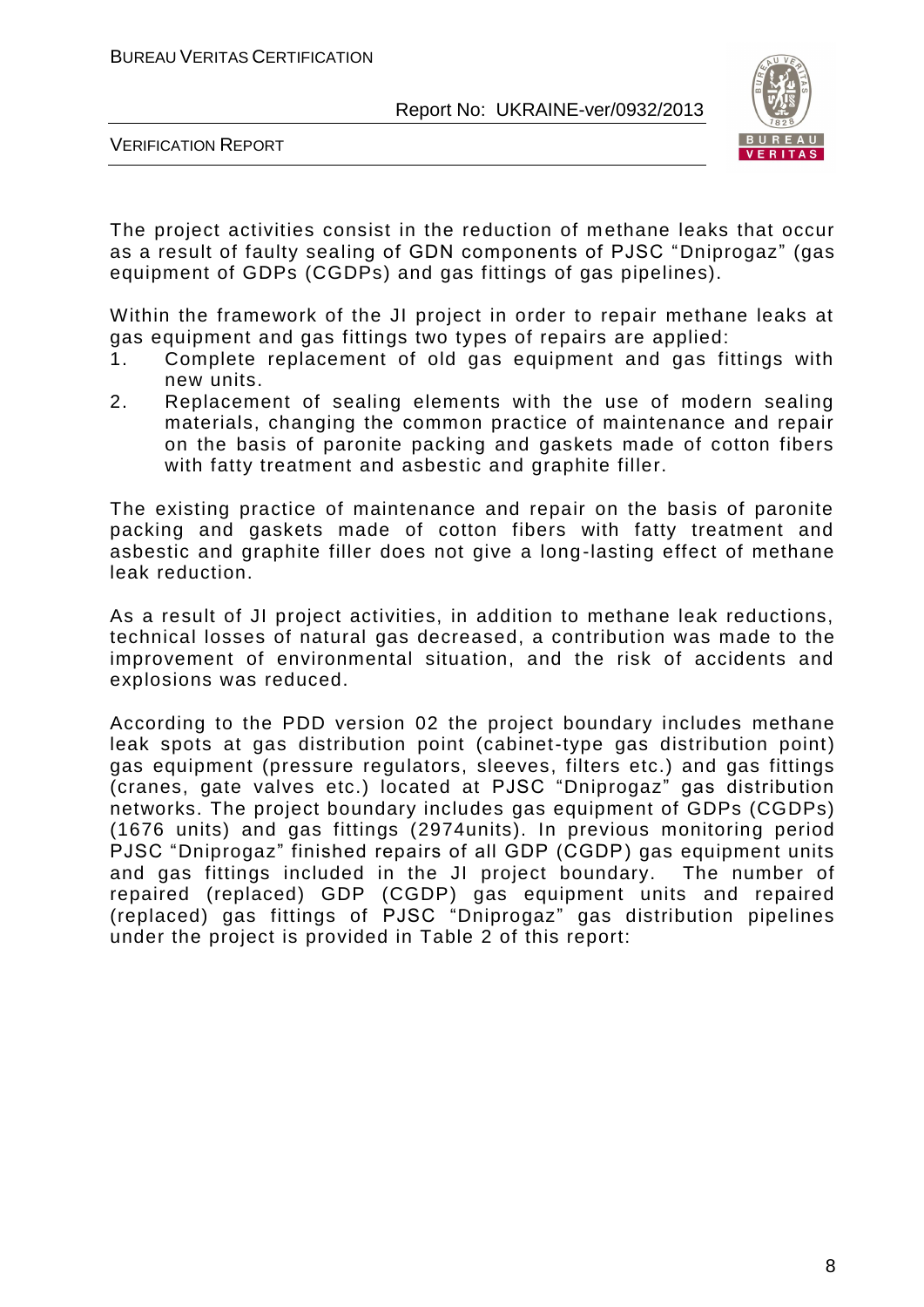The project activities consist in the reduction of methane leaks that occur as a result of faulty sealing of GDN components of PJSC "Dniprogaz" (gas equipment of GDPs (CGDPs) and gas fittings of gas pipelines).

Within the framework of the JI project in order to repair methane leaks at gas equipment and gas fittings two types of repairs are applied:

1. Complete replacement of old gas equipment and gas fittings with new units.
2. Replacement of sealing elements with the use of modern sealing materials, changing the common practice of maintenance and repair on the basis of paronite packing and gaskets made of cotton fibers with fatty treatment and asbestic and graphite filler.

The existing practice of maintenance and repair on the basis of paronite packing and gaskets made of cotton fibers with fatty treatment and asbestic and graphite filler does not give a long-lasting effect of methane leak reduction.

As a result of JI project activities, in addition to methane leak reductions, technical losses of natural gas decreased, a contribution was made to the improvement of environmental situation, and the risk of accidents and explosions was reduced.

According to the PDD version 02 the project boundary includes methane leak spots at gas distribution point (cabinet-type gas distribution point) gas equipment (pressure regulators, sleeves, filters etc.) and gas fittings (cranes, gate valves etc.) located at PJSC "Dniprogaz" gas distribution networks. The project boundary includes gas equipment of GDPs (CGDPs) (1676 units) and gas fittings (2974units). In previous monitoring period PJSC "Dniprogaz" finished repairs of all GDP (CGDP) gas equipment units and gas fittings included in the JI project boundary. The number of repaired (replaced) GDP (CGDP) gas equipment units and repaired (replaced) gas fittings of PJSC "Dniprogaz" gas distribution pipelines under the project is provided in Table 2 of this report: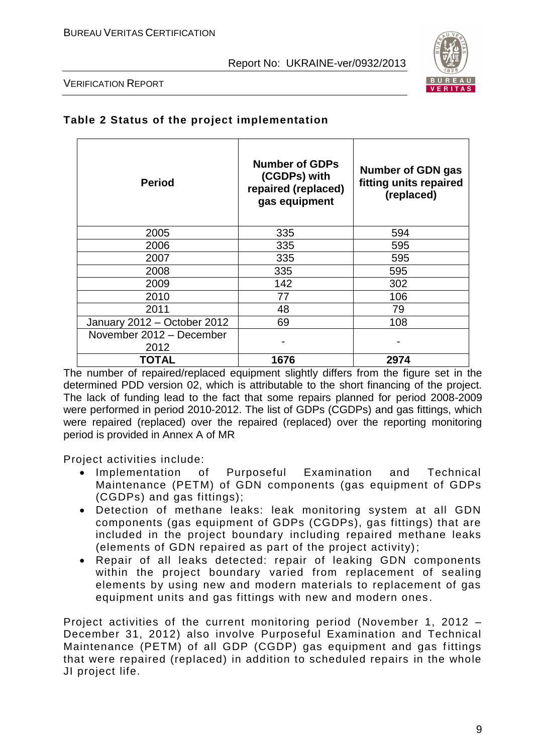**Table 2 Status of the project implementation**

| Period | Number of GDPs (CGDPs) with repaired (replaced) gas equipment | Number of GDN gas fitting units repaired (replaced) |
|---|---|---|
| 2005 | 335 | 594 |
| 2006 | 335 | 595 |
| 2007 | 335 | 595 |
| 2008 | 335 | 595 |
| 2009 | 142 | 302 |
| 2010 | 77 | 106 |
| 2011 | 48 | 79 |
| January 2012 – October 2012 | 69 | 108 |
| November 2012 – December 2012 | - | - |
| **TOTAL** | **1676** | **2974** |

The number of repaired/replaced equipment slightly differs from the figure set in the determined PDD version 02, which is attributable to the short financing of the project. The lack of funding lead to the fact that some repairs planned for period 2008-2009 were performed in period 2010-2012. The list of GDPs (CGDPs) and gas fittings, which were repaired (replaced) over the repaired (replaced) over the reporting monitoring period is provided in Annex A of MR

Project activities include:

- Implementation of Purposeful Examination and Technical Maintenance (PETM) of GDN components (gas equipment of GDPs (CGDPs) and gas fittings);
- Detection of methane leaks: leak monitoring system at all GDN components (gas equipment of GDPs (CGDPs), gas fittings) that are included in the project boundary including repaired methane leaks (elements of GDN repaired as part of the project activity);
- Repair of all leaks detected: repair of leaking GDN components within the project boundary varied from replacement of sealing elements by using new and modern materials to replacement of gas equipment units and gas fittings with new and modern ones.

Project activities of the current monitoring period (November 1, 2012 – December 31, 2012) also involve Purposeful Examination and Technical Maintenance (PETM) of all GDP (CGDP) gas equipment and gas fittings that were repaired (replaced) in addition to scheduled repairs in the whole JI project life.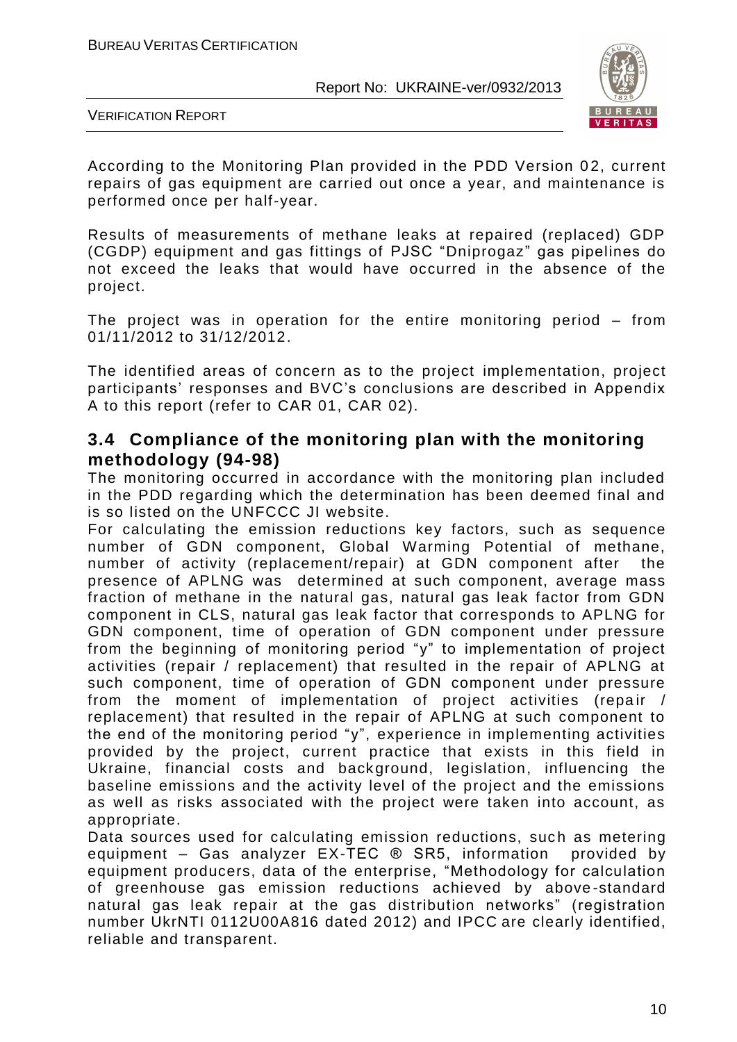According to the Monitoring Plan provided in the PDD Version 02, current repairs of gas equipment are carried out once a year, and maintenance is performed once per half-year.

Results of measurements of methane leaks at repaired (replaced) GDP (CGDP) equipment and gas fittings of PJSC "Dniprogaz" gas pipelines do not exceed the leaks that would have occurred in the absence of the project.

The project was in operation for the entire monitoring period – from 01/11/2012 to 31/12/2012.

The identified areas of concern as to the project implementation, project participants' responses and BVC's conclusions are described in Appendix A to this report (refer to CAR 01, CAR 02).

## 3.4 Compliance of the monitoring plan with the monitoring methodology (94-98)

The monitoring occurred in accordance with the monitoring plan included in the PDD regarding which the determination has been deemed final and is so listed on the UNFCCC JI website.

For calculating the emission reductions key factors, such as sequence number of GDN component, Global Warming Potential of methane, number of activity (replacement/repair) at GDN component after the presence of APLNG was determined at such component, average mass fraction of methane in the natural gas, natural gas leak factor from GDN component in CLS, natural gas leak factor that corresponds to APLNG for GDN component, time of operation of GDN component under pressure from the beginning of monitoring period "y" to implementation of project activities (repair / replacement) that resulted in the repair of APLNG at such component, time of operation of GDN component under pressure from the moment of implementation of project activities (repair / replacement) that resulted in the repair of APLNG at such component to the end of the monitoring period "y", experience in implementing activities provided by the project, current practice that exists in this field in Ukraine, financial costs and background, legislation, influencing the baseline emissions and the activity level of the project and the emissions as well as risks associated with the project were taken into account, as appropriate.

Data sources used for calculating emission reductions, such as metering equipment – Gas analyzer EX-TEC ® SR5, information provided by equipment producers, data of the enterprise, "Methodology for calculation of greenhouse gas emission reductions achieved by above-standard natural gas leak repair at the gas distribution networks" (registration number UkrNTI 0112U00A816 dated 2012) and IPCC are clearly identified, reliable and transparent.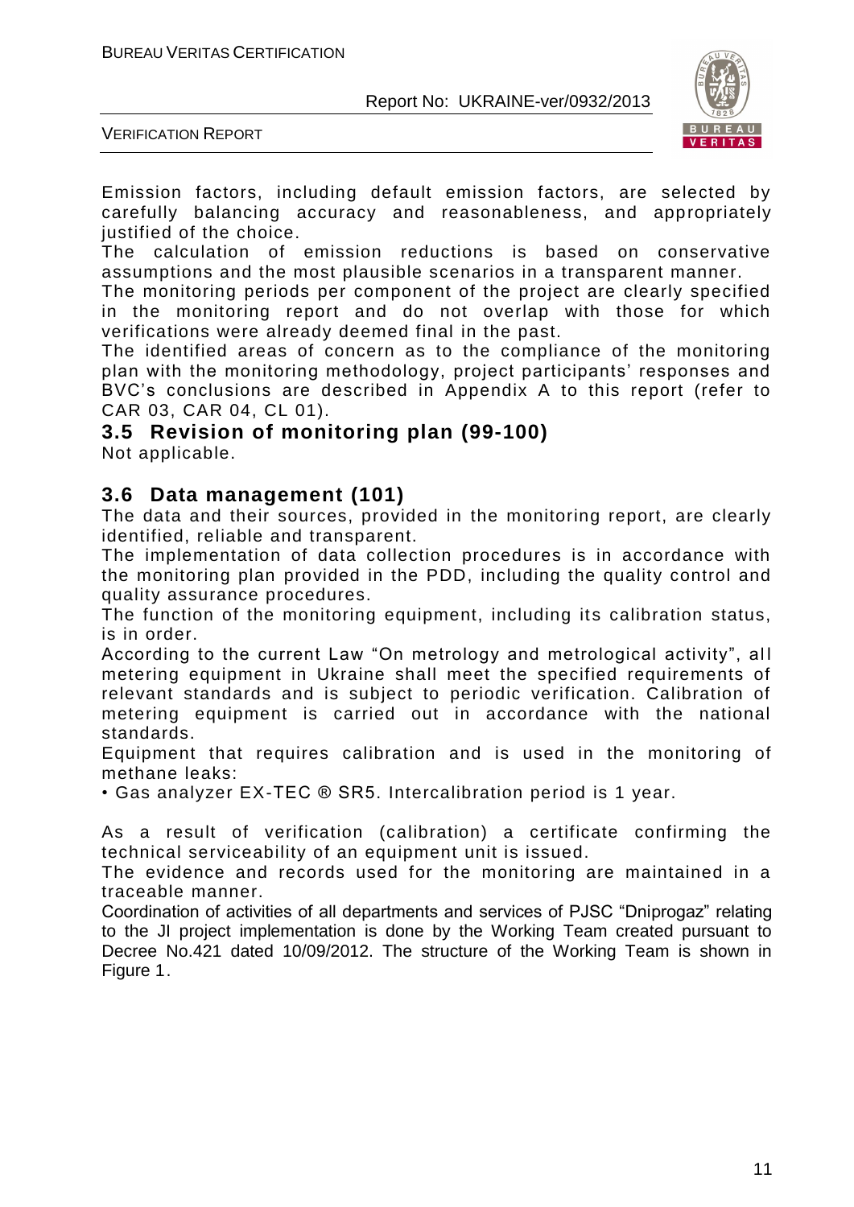Emission factors, including default emission factors, are selected by carefully balancing accuracy and reasonableness, and appropriately justified of the choice.

The calculation of emission reductions is based on conservative assumptions and the most plausible scenarios in a transparent manner.

The monitoring periods per component of the project are clearly specified in the monitoring report and do not overlap with those for which verifications were already deemed final in the past.

The identified areas of concern as to the compliance of the monitoring plan with the monitoring methodology, project participants' responses and BVC's conclusions are described in Appendix A to this report (refer to CAR 03, CAR 04, CL 01).

## 3.5 Revision of monitoring plan (99-100)

Not applicable.

## 3.6 Data management (101)

The data and their sources, provided in the monitoring report, are clearly identified, reliable and transparent.

The implementation of data collection procedures is in accordance with the monitoring plan provided in the PDD, including the quality control and quality assurance procedures.

The function of the monitoring equipment, including its calibration status, is in order.

According to the current Law "On metrology and metrological activity", all metering equipment in Ukraine shall meet the specified requirements of relevant standards and is subject to periodic verification. Calibration of metering equipment is carried out in accordance with the national standards.

Equipment that requires calibration and is used in the monitoring of methane leaks:

• Gas analyzer EX-TEC ® SR5. Intercalibration period is 1 year.

As a result of verification (calibration) a certificate confirming the technical serviceability of an equipment unit is issued.

The evidence and records used for the monitoring are maintained in a traceable manner.

Coordination of activities of all departments and services of PJSC "Dniprogaz" relating to the JI project implementation is done by the Working Team created pursuant to Decree No.421 dated 10/09/2012. The structure of the Working Team is shown in Figure 1.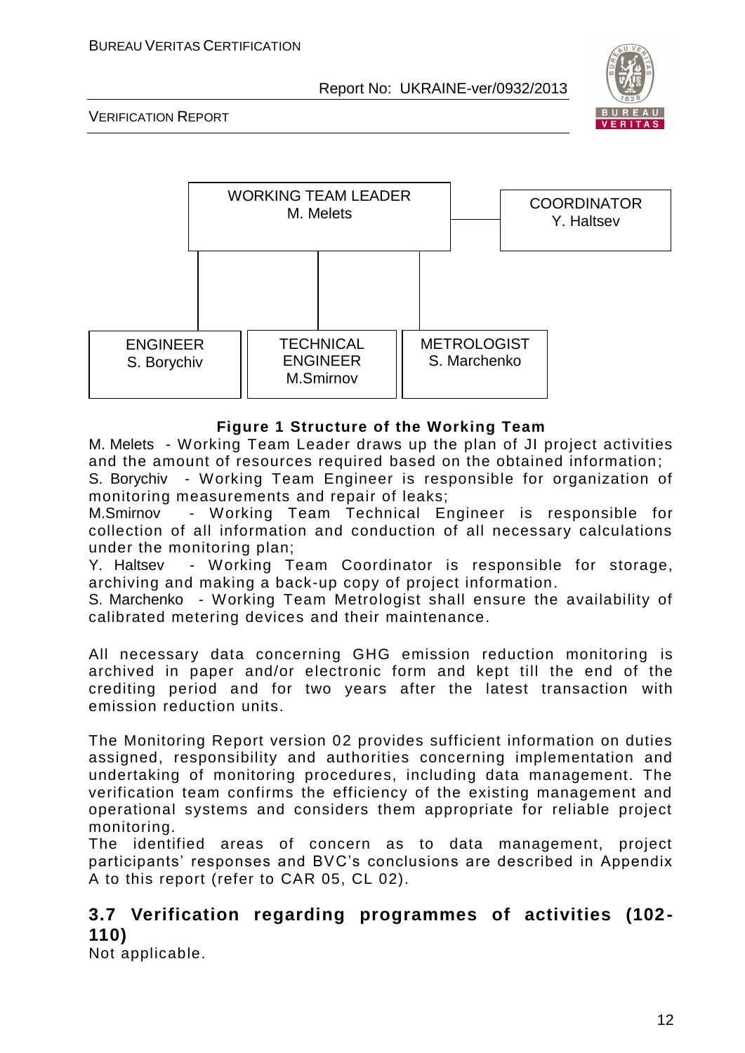WORKING TEAM LEADER
M. Melets

COORDINATOR
Y. Haltsev

ENGINEER
S. Borychiv

TECHNICAL ENGINEER
M.Smirnov

METROLOGIST
S. Marchenko

**Figure 1 Structure of the Working Team**

M. Melets - Working Team Leader draws up the plan of JI project activities and the amount of resources required based on the obtained information;
S. Borychiv - Working Team Engineer is responsible for organization of monitoring measurements and repair of leaks;
M.Smirnov - Working Team Technical Engineer is responsible for collection of all information and conduction of all necessary calculations under the monitoring plan;
Y. Haltsev - Working Team Coordinator is responsible for storage, archiving and making a back-up copy of project information.
S. Marchenko - Working Team Metrologist shall ensure the availability of calibrated metering devices and their maintenance.

All necessary data concerning GHG emission reduction monitoring is archived in paper and/or electronic form and kept till the end of the crediting period and for two years after the latest transaction with emission reduction units.

The Monitoring Report version 02 provides sufficient information on duties assigned, responsibility and authorities concerning implementation and undertaking of monitoring procedures, including data management. The verification team confirms the efficiency of the existing management and operational systems and considers them appropriate for reliable project monitoring.
The identified areas of concern as to data management, project participants' responses and BVC's conclusions are described in Appendix A to this report (refer to CAR 05, CL 02).

## 3.7 Verification regarding programmes of activities (102-110)

Not applicable.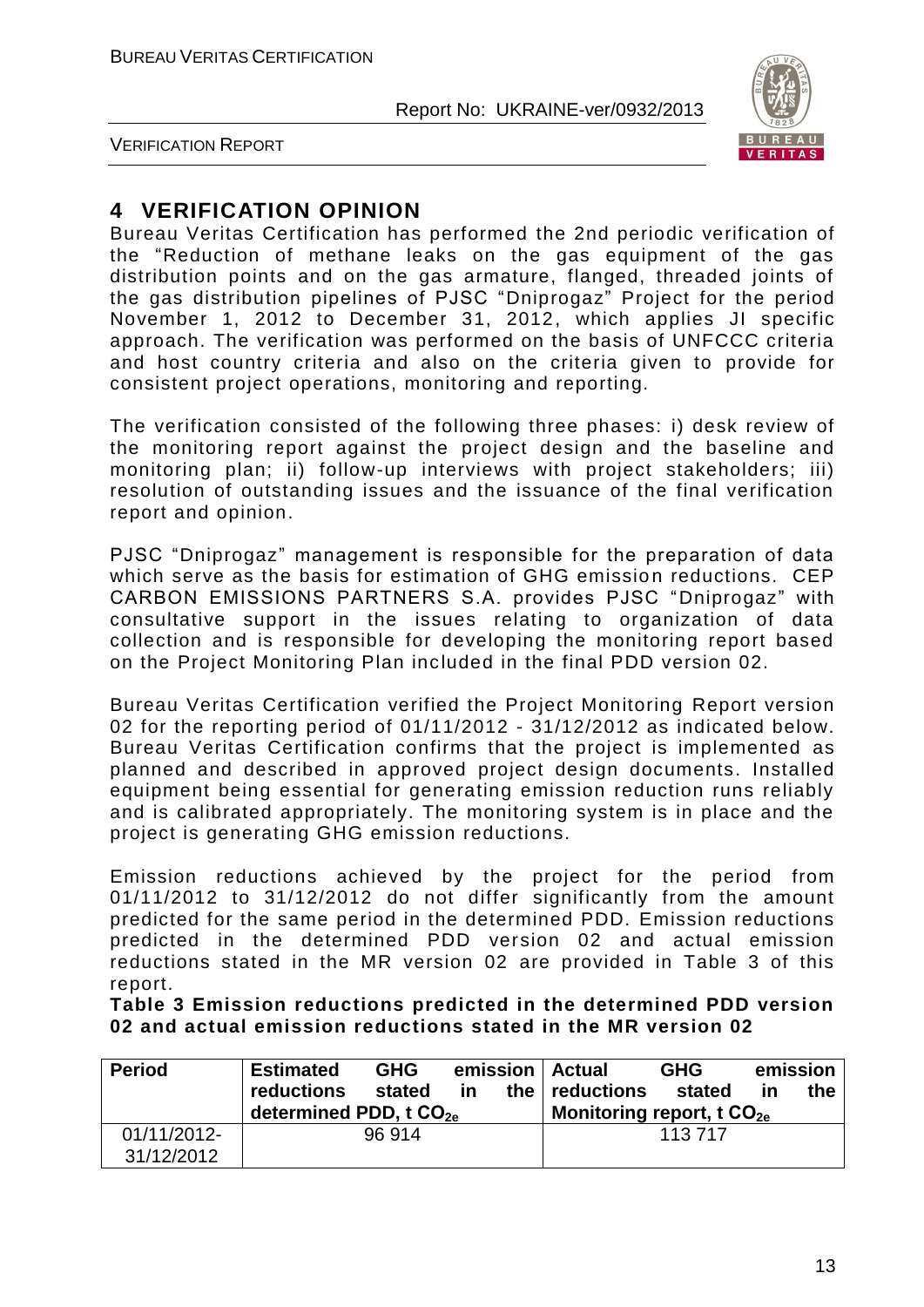# 4 VERIFICATION OPINION

Bureau Veritas Certification has performed the 2nd periodic verification of the "Reduction of methane leaks on the gas equipment of the gas distribution points and on the gas armature, flanged, threaded joints of the gas distribution pipelines of PJSC "Dniprogaz" Project for the period November 1, 2012 to December 31, 2012, which applies JI specific approach. The verification was performed on the basis of UNFCCC criteria and host country criteria and also on the criteria given to provide for consistent project operations, monitoring and reporting.

The verification consisted of the following three phases: i) desk review of the monitoring report against the project design and the baseline and monitoring plan; ii) follow-up interviews with project stakeholders; iii) resolution of outstanding issues and the issuance of the final verification report and opinion.

PJSC "Dniprogaz" management is responsible for the preparation of data which serve as the basis for estimation of GHG emission reductions. CEP CARBON EMISSIONS PARTNERS S.A. provides PJSC "Dniprogaz" with consultative support in the issues relating to organization of data collection and is responsible for developing the monitoring report based on the Project Monitoring Plan included in the final PDD version 02.

Bureau Veritas Certification verified the Project Monitoring Report version 02 for the reporting period of 01/11/2012 - 31/12/2012 as indicated below. Bureau Veritas Certification confirms that the project is implemented as planned and described in approved project design documents. Installed equipment being essential for generating emission reduction runs reliably and is calibrated appropriately. The monitoring system is in place and the project is generating GHG emission reductions.

Emission reductions achieved by the project for the period from 01/11/2012 to 31/12/2012 do not differ significantly from the amount predicted for the same period in the determined PDD. Emission reductions predicted in the determined PDD version 02 and actual emission reductions stated in the MR version 02 are provided in Table 3 of this report.

**Table 3 Emission reductions predicted in the determined PDD version 02 and actual emission reductions stated in the MR version 02**

| Period | Estimated GHG emission reductions stated in the determined PDD, t $CO_{2e}$ | Actual GHG emission reductions stated in the Monitoring report, t $CO_{2e}$ |
|---|---|---|
| 01/11/2012-31/12/2012 | 96 914 | 113 717 |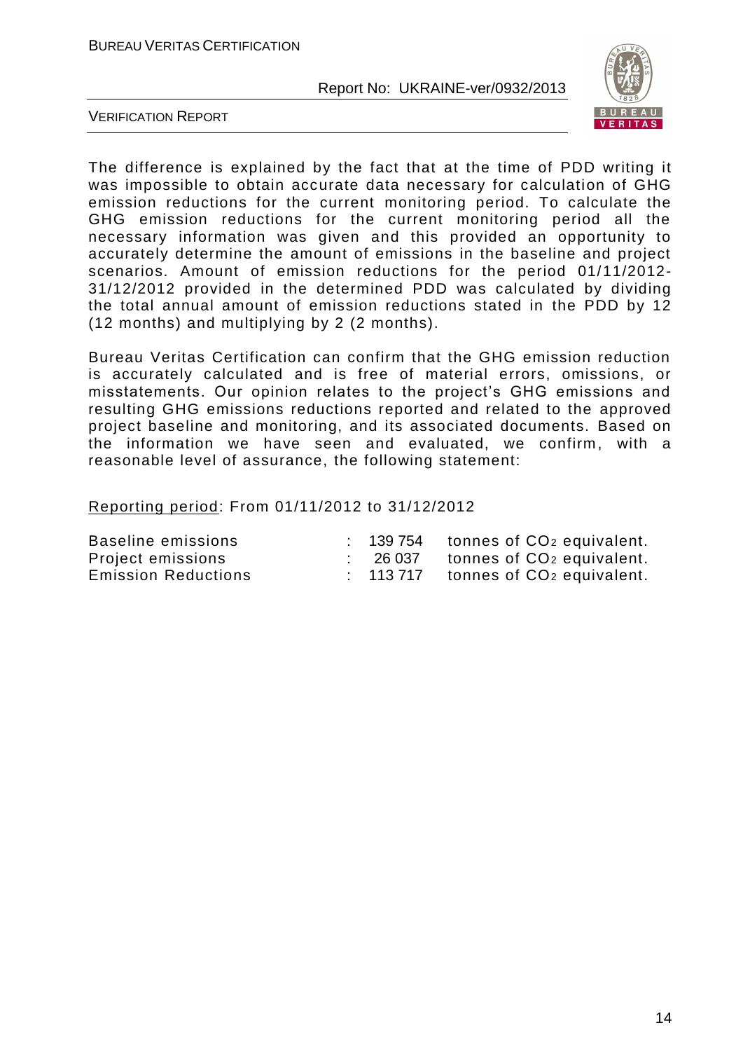The difference is explained by the fact that at the time of PDD writing it was impossible to obtain accurate data necessary for calculation of GHG emission reductions for the current monitoring period. To calculate the GHG emission reductions for the current monitoring period all the necessary information was given and this provided an opportunity to accurately determine the amount of emissions in the baseline and project scenarios. Amount of emission reductions for the period 01/11/2012-31/12/2012 provided in the determined PDD was calculated by dividing the total annual amount of emission reductions stated in the PDD by 12 (12 months) and multiplying by 2 (2 months).

Bureau Veritas Certification can confirm that the GHG emission reduction is accurately calculated and is free of material errors, omissions, or misstatements. Our opinion relates to the project's GHG emissions and resulting GHG emissions reductions reported and related to the approved project baseline and monitoring, and its associated documents. Based on the information we have seen and evaluated, we confirm, with a reasonable level of assurance, the following statement:

Reporting period: From 01/11/2012 to 31/12/2012

| | | | |
|---|---|---|---|
| Baseline emissions | : | 139 754 | tonnes of $CO_2$ equivalent. |
| Project emissions | : | 26 037 | tonnes of $CO_2$ equivalent. |
| Emission Reductions | : | 113 717 | tonnes of $CO_2$ equivalent. |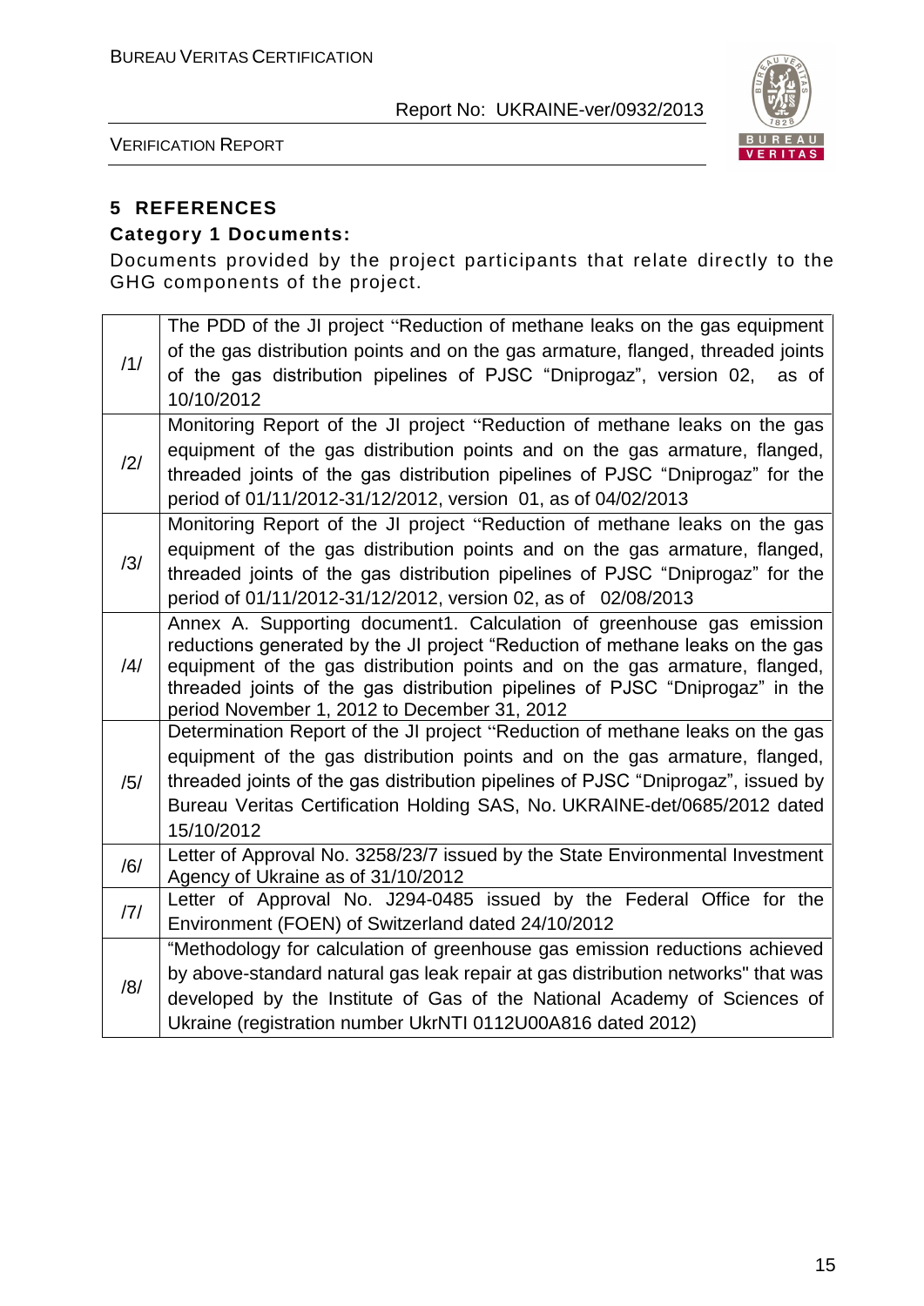## 5 REFERENCES

### Category 1 Documents:

Documents provided by the project participants that relate directly to the GHG components of the project.

| | |
|---|---|
| /1/ | The PDD of the JI project "Reduction of methane leaks on the gas equipment of the gas distribution points and on the gas armature, flanged, threaded joints of the gas distribution pipelines of PJSC "Dniprogaz", version 02, as of 10/10/2012 |
| /2/ | Monitoring Report of the JI project "Reduction of methane leaks on the gas equipment of the gas distribution points and on the gas armature, flanged, threaded joints of the gas distribution pipelines of PJSC "Dniprogaz" for the period of 01/11/2012-31/12/2012, version 01, as of 04/02/2013 |
| /3/ | Monitoring Report of the JI project "Reduction of methane leaks on the gas equipment of the gas distribution points and on the gas armature, flanged, threaded joints of the gas distribution pipelines of PJSC "Dniprogaz" for the period of 01/11/2012-31/12/2012, version 02, as of 02/08/2013 |
| /4/ | Annex A. Supporting document1. Calculation of greenhouse gas emission reductions generated by the JI project "Reduction of methane leaks on the gas equipment of the gas distribution points and on the gas armature, flanged, threaded joints of the gas distribution pipelines of PJSC "Dniprogaz" in the period November 1, 2012 to December 31, 2012 |
| /5/ | Determination Report of the JI project "Reduction of methane leaks on the gas equipment of the gas distribution points and on the gas armature, flanged, threaded joints of the gas distribution pipelines of PJSC "Dniprogaz", issued by Bureau Veritas Certification Holding SAS, No. UKRAINE-det/0685/2012 dated 15/10/2012 |
| /6/ | Letter of Approval No. 3258/23/7 issued by the State Environmental Investment Agency of Ukraine as of 31/10/2012 |
| /7/ | Letter of Approval No. J294-0485 issued by the Federal Office for the Environment (FOEN) of Switzerland dated 24/10/2012 |
| /8/ | "Methodology for calculation of greenhouse gas emission reductions achieved by above-standard natural gas leak repair at gas distribution networks" that was developed by the Institute of Gas of the National Academy of Sciences of Ukraine (registration number UkrNTI 0112U00A816 dated 2012) |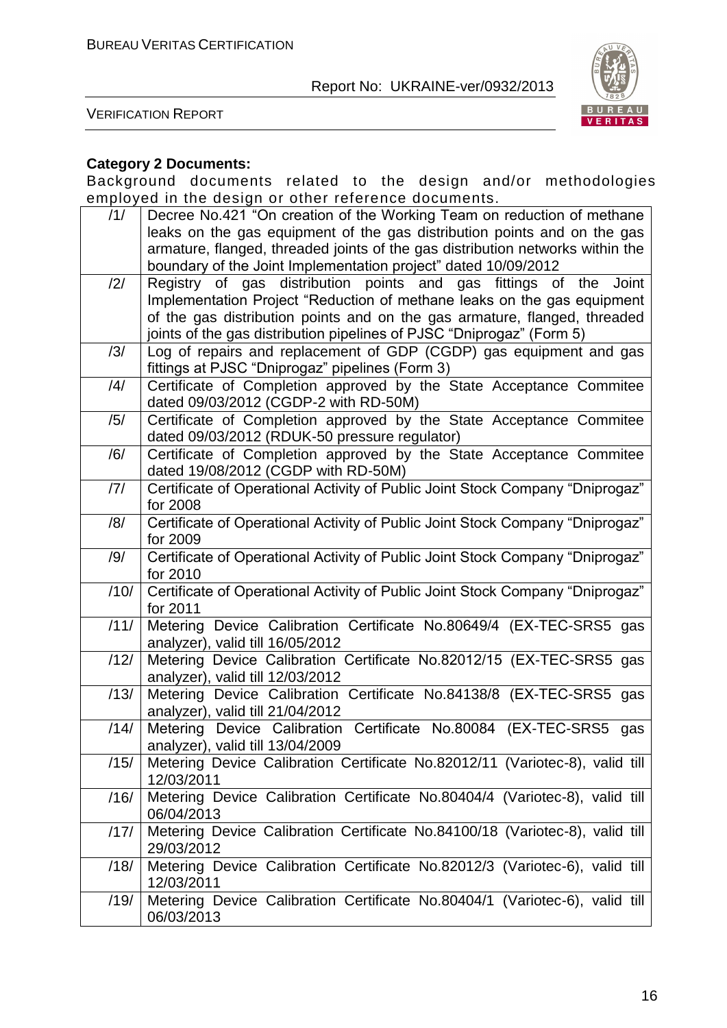**Category 2 Documents:**

Background documents related to the design and/or methodologies employed in the design or other reference documents.

| | |
|---|---|
| /1/ | Decree No.421 "On creation of the Working Team on reduction of methane leaks on the gas equipment of the gas distribution points and on the gas armature, flanged, threaded joints of the gas distribution networks within the boundary of the Joint Implementation project" dated 10/09/2012 |
| /2/ | Registry of gas distribution points and gas fittings of the Joint Implementation Project "Reduction of methane leaks on the gas equipment of the gas distribution points and on the gas armature, flanged, threaded joints of the gas distribution pipelines of PJSC "Dniprogaz" (Form 5) |
| /3/ | Log of repairs and replacement of GDP (CGDP) gas equipment and gas fittings at PJSC "Dniprogaz" pipelines (Form 3) |
| /4/ | Certificate of Completion approved by the State Acceptance Commitee dated 09/03/2012 (CGDP-2 with RD-50M) |
| /5/ | Certificate of Completion approved by the State Acceptance Commitee dated 09/03/2012 (RDUK-50 pressure regulator) |
| /6/ | Certificate of Completion approved by the State Acceptance Commitee dated 19/08/2012 (CGDP with RD-50M) |
| /7/ | Certificate of Operational Activity of Public Joint Stock Company "Dniprogaz" for 2008 |
| /8/ | Certificate of Operational Activity of Public Joint Stock Company "Dniprogaz" for 2009 |
| /9/ | Certificate of Operational Activity of Public Joint Stock Company "Dniprogaz" for 2010 |
| /10/ | Certificate of Operational Activity of Public Joint Stock Company "Dniprogaz" for 2011 |
| /11/ | Metering Device Calibration Certificate No.80649/4 (EX-TEC-SRS5 gas analyzer), valid till 16/05/2012 |
| /12/ | Metering Device Calibration Certificate No.82012/15 (EX-TEC-SRS5 gas analyzer), valid till 12/03/2012 |
| /13/ | Metering Device Calibration Certificate No.84138/8 (EX-TEC-SRS5 gas analyzer), valid till 21/04/2012 |
| /14/ | Metering Device Calibration Certificate No.80084 (EX-TEC-SRS5 gas analyzer), valid till 13/04/2009 |
| /15/ | Metering Device Calibration Certificate No.82012/11 (Variotec-8), valid till 12/03/2011 |
| /16/ | Metering Device Calibration Certificate No.80404/4 (Variotec-8), valid till 06/04/2013 |
| /17/ | Metering Device Calibration Certificate No.84100/18 (Variotec-8), valid till 29/03/2012 |
| /18/ | Metering Device Calibration Certificate No.82012/3 (Variotec-6), valid till 12/03/2011 |
| /19/ | Metering Device Calibration Certificate No.80404/1 (Variotec-6), valid till 06/03/2013 |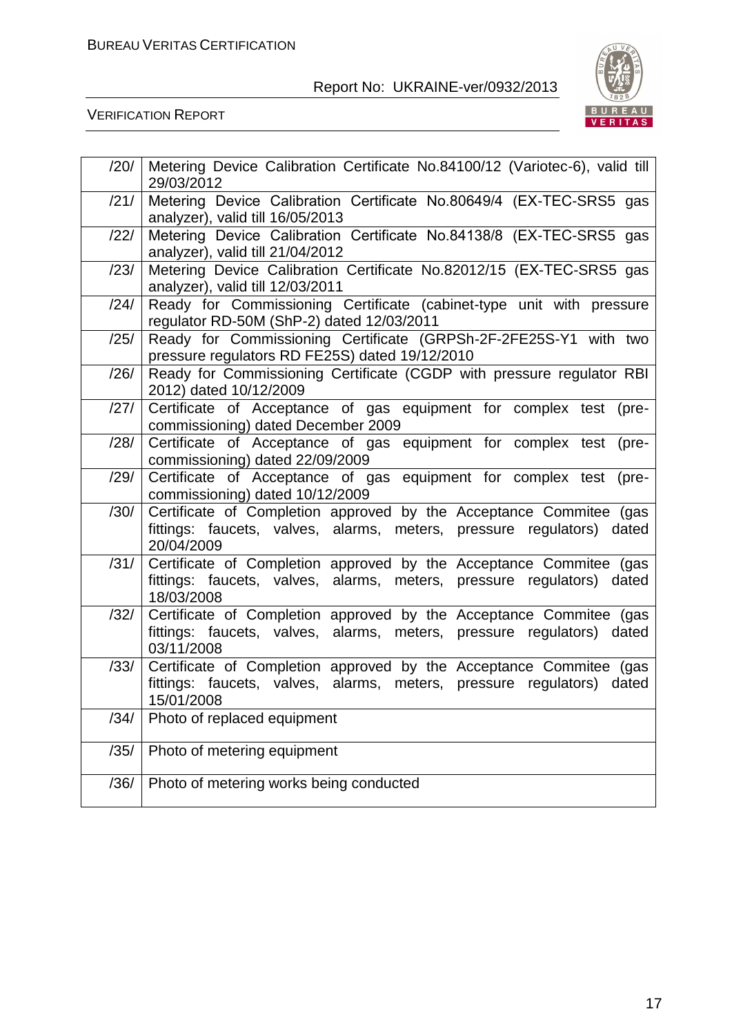| | |
|---|---|
| /20/ | Metering Device Calibration Certificate No.84100/12 (Variotec-6), valid till 29/03/2012 |
| /21/ | Metering Device Calibration Certificate No.80649/4 (EX-TEC-SRS5 gas analyzer), valid till 16/05/2013 |
| /22/ | Metering Device Calibration Certificate No.84138/8 (EX-TEC-SRS5 gas analyzer), valid till 21/04/2012 |
| /23/ | Metering Device Calibration Certificate No.82012/15 (EX-TEC-SRS5 gas analyzer), valid till 12/03/2011 |
| /24/ | Ready for Commissioning Certificate (cabinet-type unit with pressure regulator RD-50M (ShP-2) dated 12/03/2011 |
| /25/ | Ready for Commissioning Certificate (GRPSh-2F-2FE25S-Y1 with two pressure regulators RD FE25S) dated 19/12/2010 |
| /26/ | Ready for Commissioning Certificate (CGDP with pressure regulator RBI 2012) dated 10/12/2009 |
| /27/ | Certificate of Acceptance of gas equipment for complex test (pre-commissioning) dated December 2009 |
| /28/ | Certificate of Acceptance of gas equipment for complex test (pre-commissioning) dated 22/09/2009 |
| /29/ | Certificate of Acceptance of gas equipment for complex test (pre-commissioning) dated 10/12/2009 |
| /30/ | Certificate of Completion approved by the Acceptance Commitee (gas fittings: faucets, valves, alarms, meters, pressure regulators) dated 20/04/2009 |
| /31/ | Certificate of Completion approved by the Acceptance Commitee (gas fittings: faucets, valves, alarms, meters, pressure regulators) dated 18/03/2008 |
| /32/ | Certificate of Completion approved by the Acceptance Commitee (gas fittings: faucets, valves, alarms, meters, pressure regulators) dated 03/11/2008 |
| /33/ | Certificate of Completion approved by the Acceptance Commitee (gas fittings: faucets, valves, alarms, meters, pressure regulators) dated 15/01/2008 |
| /34/ | Photo of replaced equipment |
| /35/ | Photo of metering equipment |
| /36/ | Photo of metering works being conducted |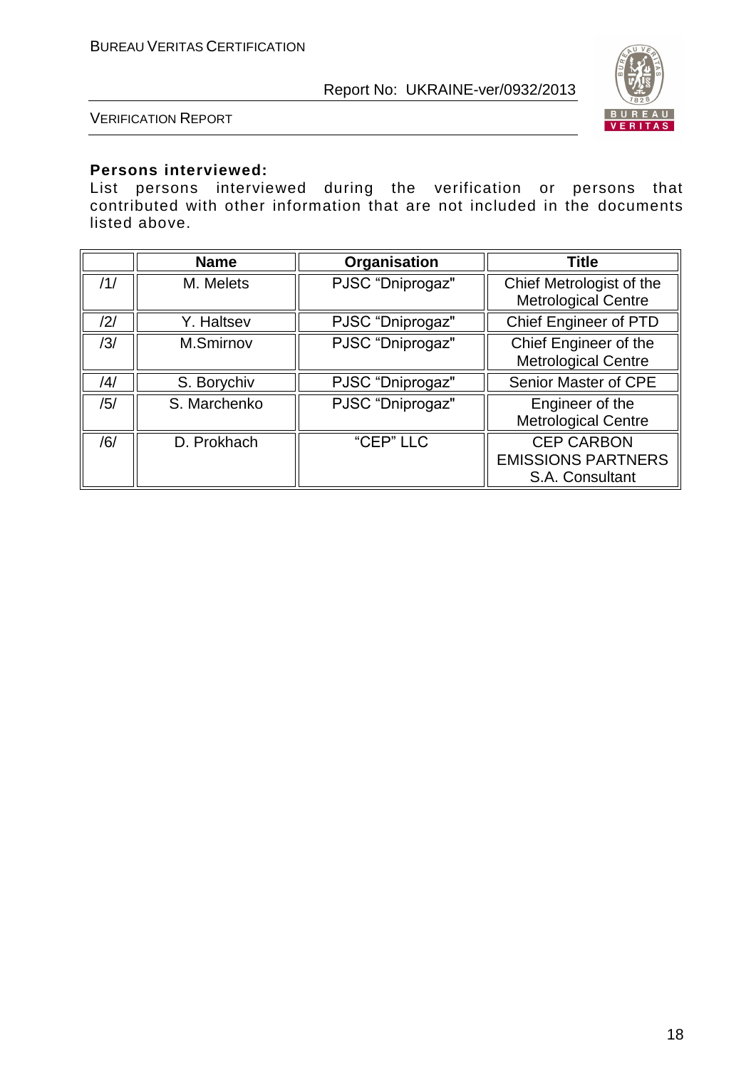**Persons interviewed:**

List persons interviewed during the verification or persons that contributed with other information that are not included in the documents listed above.

| | Name | Organisation | Title |
|---|---|---|---|
| /1/ | M. Melets | PJSC "Dniprogaz" | Chief Metrologist of the Metrological Centre |
| /2/ | Y. Haltsev | PJSC "Dniprogaz" | Chief Engineer of PTD |
| /3/ | M.Smirnov | PJSC "Dniprogaz" | Chief Engineer of the Metrological Centre |
| /4/ | S. Borychiv | PJSC "Dniprogaz" | Senior Master of CPE |
| /5/ | S. Marchenko | PJSC "Dniprogaz" | Engineer of the Metrological Centre |
| /6/ | D. Prokhach | "CEP" LLC | CEP CARBON EMISSIONS PARTNERS S.A. Consultant |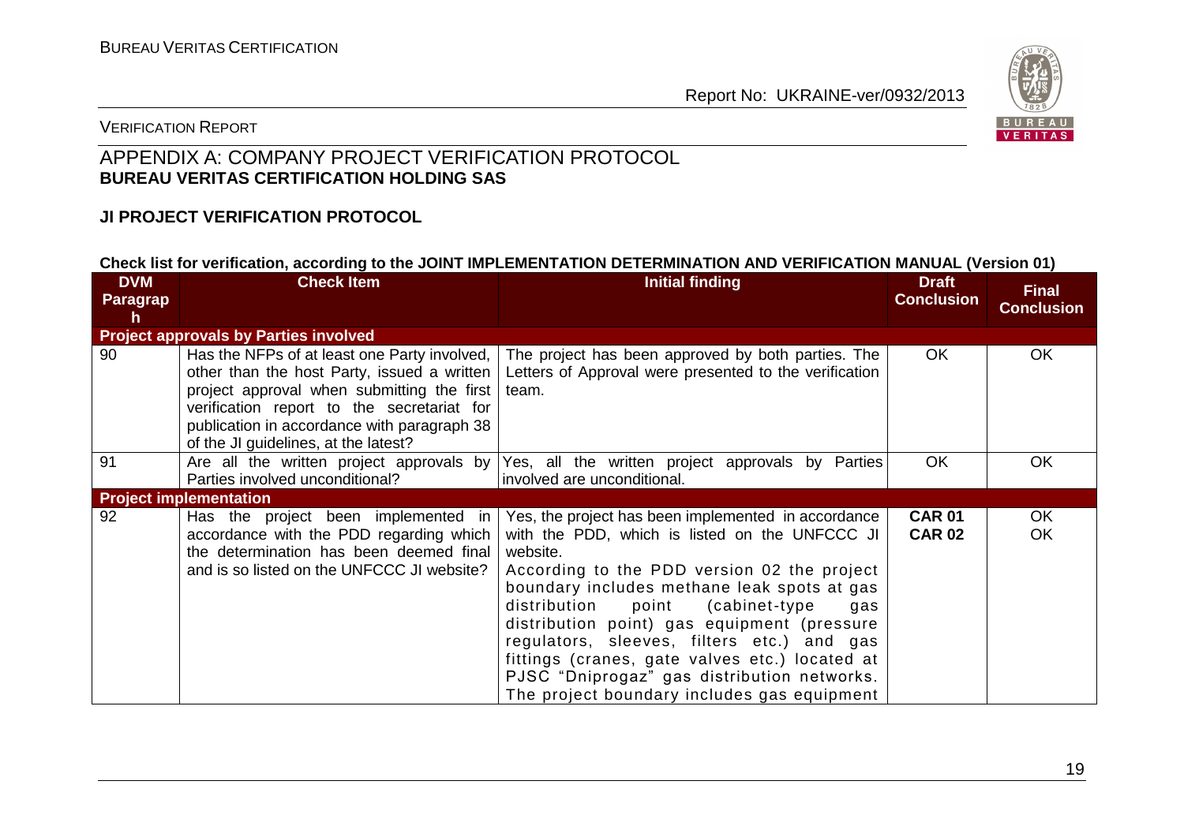# APPENDIX A: COMPANY PROJECT VERIFICATION PROTOCOL
**BUREAU VERITAS CERTIFICATION HOLDING SAS**

**JI PROJECT VERIFICATION PROTOCOL**

**Check list for verification, according to the JOINT IMPLEMENTATION DETERMINATION AND VERIFICATION MANUAL (Version 01)**

| DVM Paragraph | Check Item | Initial finding | Draft Conclusion | Final Conclusion |
|---|---|---|---|---|
| **Project approvals by Parties involved** | | | | |
| 90 | Has the NFPs of at least one Party involved, other than the host Party, issued a written project approval when submitting the first verification report to the secretariat for publication in accordance with paragraph 38 of the JI guidelines, at the latest? | The project has been approved by both parties. The Letters of Approval were presented to the verification team. | OK | OK |
| 91 | Are all the written project approvals by Parties involved unconditional? | Yes, all the written project approvals by Parties involved are unconditional. | OK | OK |
| **Project implementation** | | | | |
| 92 | Has the project been implemented in accordance with the PDD regarding which the determination has been deemed final and is so listed on the UNFCCC JI website? | Yes, the project has been implemented in accordance with the PDD, which is listed on the UNFCCC JI website.<br>According to the PDD version 02 the project boundary includes methane leak spots at gas distribution point (cabinet-type gas distribution point) gas equipment (pressure regulators, sleeves, filters etc.) and gas fittings (cranes, gate valves etc.) located at PJSC "Dniprogaz" gas distribution networks. The project boundary includes gas equipment | **CAR 01**<br>**CAR 02** | OK<br>OK |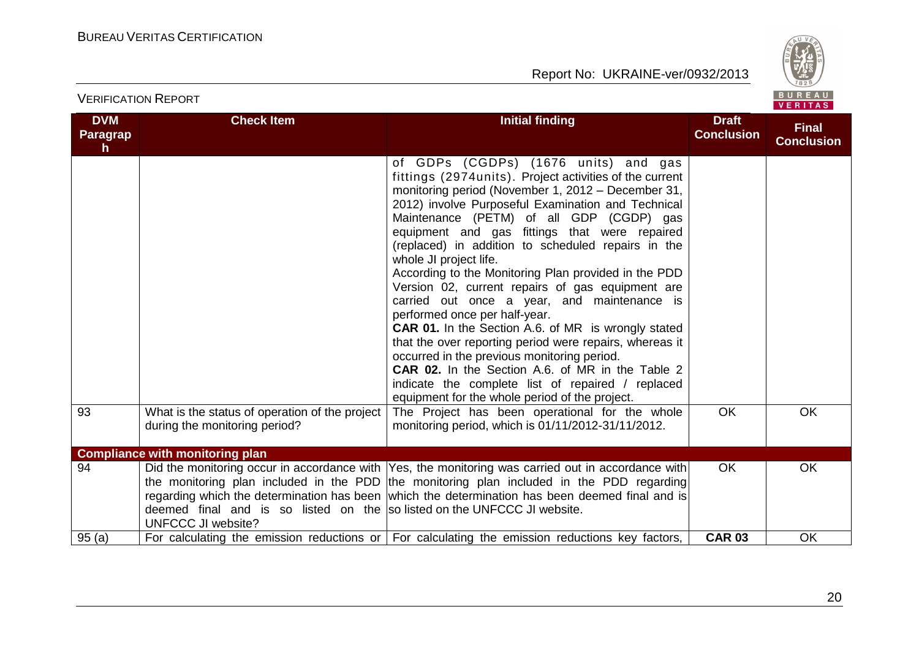| DVM Paragraph | Check Item | Initial finding | Draft Conclusion | Final Conclusion |
|---|---|---|---|---|
| | | of GDPs (CGDPs) (1676 units) and gas fittings (2974units). Project activities of the current monitoring period (November 1, 2012 – December 31, 2012) involve Purposeful Examination and Technical Maintenance (PETM) of all GDP (CGDP) gas equipment and gas fittings that were repaired (replaced) in addition to scheduled repairs in the whole JI project life.<br>According to the Monitoring Plan provided in the PDD Version 02, current repairs of gas equipment are carried out once a year, and maintenance is performed once per half-year.<br>**CAR 01.** In the Section A.6. of MR is wrongly stated that the over reporting period were repairs, whereas it occurred in the previous monitoring period.<br>**CAR 02.** In the Section A.6. of MR in the Table 2 indicate the complete list of repaired / replaced equipment for the whole period of the project. | | |
| 93 | What is the status of operation of the project during the monitoring period? | The Project has been operational for the whole monitoring period, which is 01/11/2012-31/11/2012. | OK | OK |
| **Compliance with monitoring plan** | | | | |
| 94 | Did the monitoring occur in accordance with the monitoring plan included in the PDD regarding which the determination has been deemed final and is so listed on the UNFCCC JI website? | Yes, the monitoring was carried out in accordance with the monitoring plan included in the PDD regarding which the determination has been deemed final and is so listed on the UNFCCC JI website. | OK | OK |
| 95 (a) | For calculating the emission reductions or | For calculating the emission reductions key factors, | **CAR 03** | OK |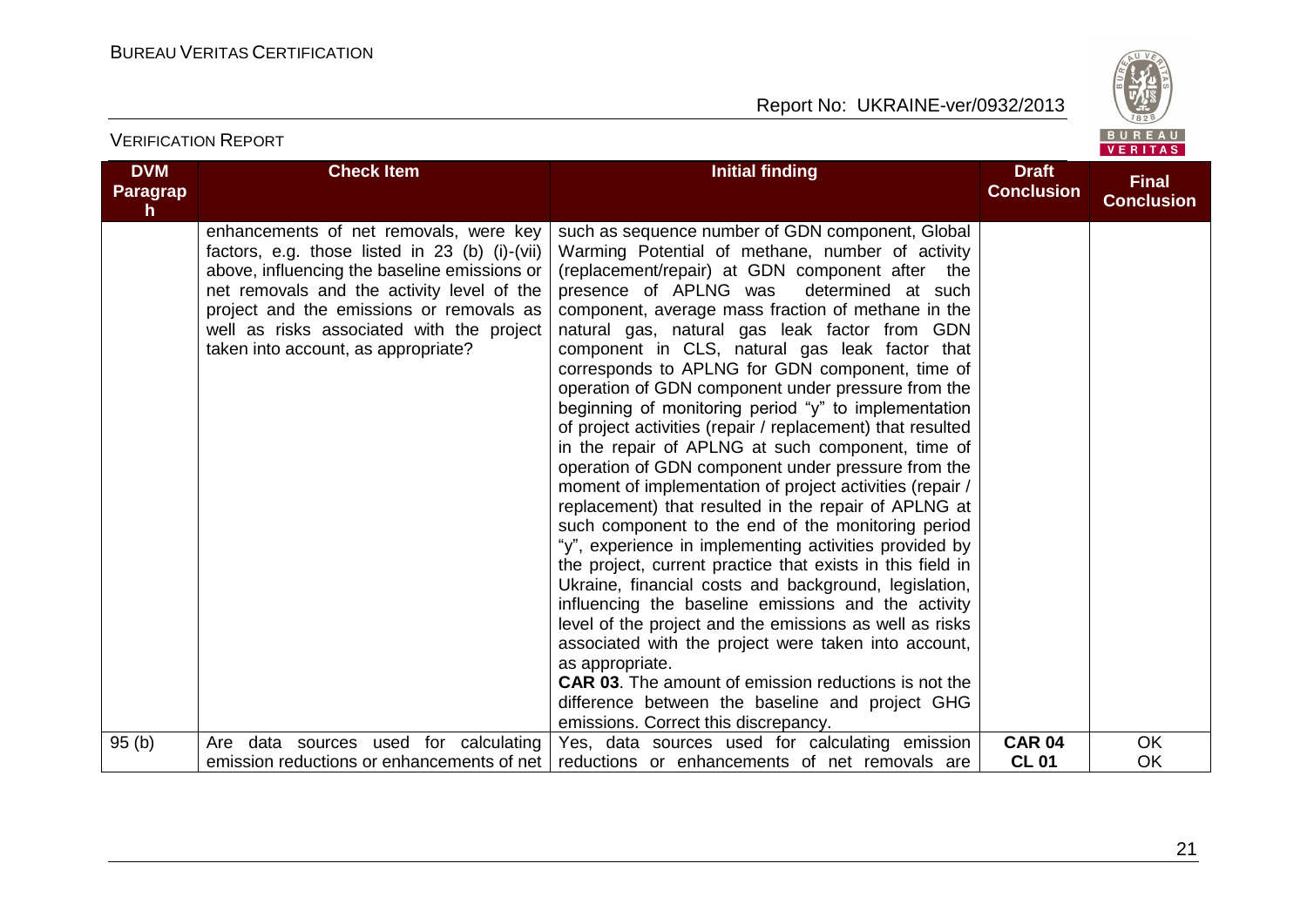| DVM Paragraph | Check Item | Initial finding | Draft Conclusion | Final Conclusion |
|---|---|---|---|---|
| | enhancements of net removals, were key factors, e.g. those listed in 23 (b) (i)-(vii) above, influencing the baseline emissions or net removals and the activity level of the project and the emissions or removals as well as risks associated with the project taken into account, as appropriate? | such as sequence number of GDN component, Global Warming Potential of methane, number of activity (replacement/repair) at GDN component after the presence of APLNG was determined at such component, average mass fraction of methane in the natural gas, natural gas leak factor from GDN component in CLS, natural gas leak factor that corresponds to APLNG for GDN component, time of operation of GDN component under pressure from the beginning of monitoring period "y" to implementation of project activities (repair / replacement) that resulted in the repair of APLNG at such component, time of operation of GDN component under pressure from the moment of implementation of project activities (repair / replacement) that resulted in the repair of APLNG at such component to the end of the monitoring period "y", experience in implementing activities provided by the project, current practice that exists in this field in Ukraine, financial costs and background, legislation, influencing the baseline emissions and the activity level of the project and the emissions as well as risks associated with the project were taken into account, as appropriate.<br>**CAR 03**. The amount of emission reductions is not the difference between the baseline and project GHG emissions. Correct this discrepancy. | | |
| 95 (b) | Are data sources used for calculating emission reductions or enhancements of net | Yes, data sources used for calculating emission reductions or enhancements of net removals are | **CAR 04**<br>**CL 01** | OK<br>OK |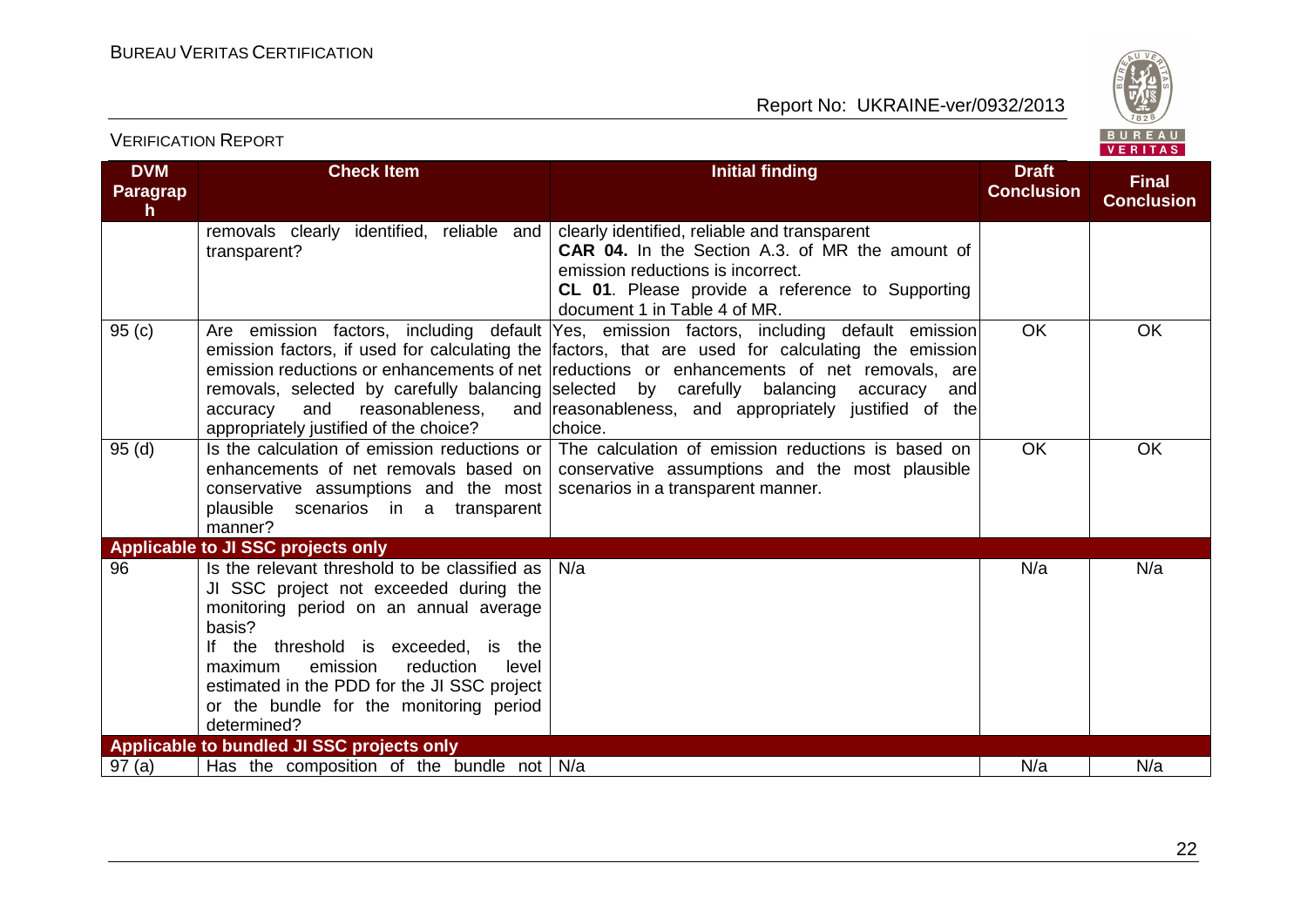| DVM Paragraph | Check Item | Initial finding | Draft Conclusion | Final Conclusion |
|---|---|---|---|---|
| | removals clearly identified, reliable and transparent? | clearly identified, reliable and transparent<br>**CAR 04.** In the Section A.3. of MR the amount of emission reductions is incorrect.<br>**CL 01**. Please provide a reference to Supporting document 1 in Table 4 of MR. | | |
| 95 (c) | Are emission factors, including default emission factors, if used for calculating the emission reductions or enhancements of net removals, selected by carefully balancing accuracy and reasonableness, and appropriately justified of the choice? | Yes, emission factors, including default emission factors, that are used for calculating the emission reductions or enhancements of net removals, are selected by carefully balancing accuracy and reasonableness, and appropriately justified of the choice. | OK | OK |
| 95 (d) | Is the calculation of emission reductions or enhancements of net removals based on conservative assumptions and the most plausible scenarios in a transparent manner? | The calculation of emission reductions is based on conservative assumptions and the most plausible scenarios in a transparent manner. | OK | OK |
| **Applicable to JI SSC projects only** | | | | |
| 96 | Is the relevant threshold to be classified as JI SSC project not exceeded during the monitoring period on an annual average basis?<br>If the threshold is exceeded, is the maximum emission reduction level estimated in the PDD for the JI SSC project or the bundle for the monitoring period determined? | N/a | N/a | N/a |
| **Applicable to bundled JI SSC projects only** | | | | |
| 97 (a) | Has the composition of the bundle not | N/a | N/a | N/a |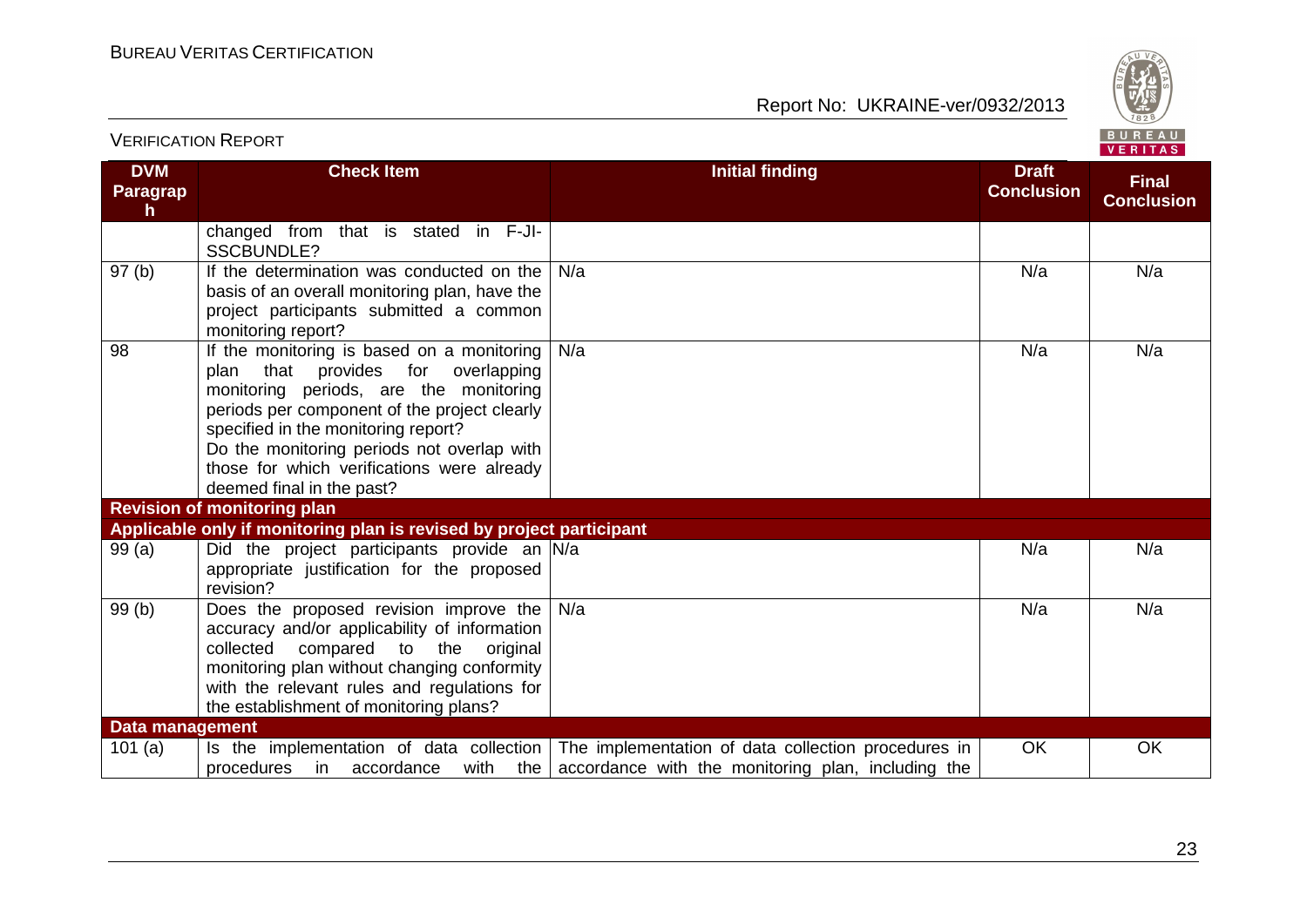| DVM Paragraph | Check Item | Initial finding | Draft Conclusion | Final Conclusion |
|---|---|---|---|---|
| | changed from that is stated in F-JI-SSCBUNDLE? | | | |
| 97 (b) | If the determination was conducted on the basis of an overall monitoring plan, have the project participants submitted a common monitoring report? | N/a | N/a | N/a |
| 98 | If the monitoring is based on a monitoring plan that provides for overlapping monitoring periods, are the monitoring periods per component of the project clearly specified in the monitoring report? Do the monitoring periods not overlap with those for which verifications were already deemed final in the past? | N/a | N/a | N/a |
| **Revision of monitoring plan** | | | | |
| **Applicable only if monitoring plan is revised by project participant** | | | | |
| 99 (a) | Did the project participants provide an appropriate justification for the proposed revision? | N/a | N/a | N/a |
| 99 (b) | Does the proposed revision improve the accuracy and/or applicability of information collected compared to the original monitoring plan without changing conformity with the relevant rules and regulations for the establishment of monitoring plans? | N/a | N/a | N/a |
| **Data management** | | | | |
| 101 (a) | Is the implementation of data collection procedures in accordance with the | The implementation of data collection procedures in accordance with the monitoring plan, including the | OK | OK |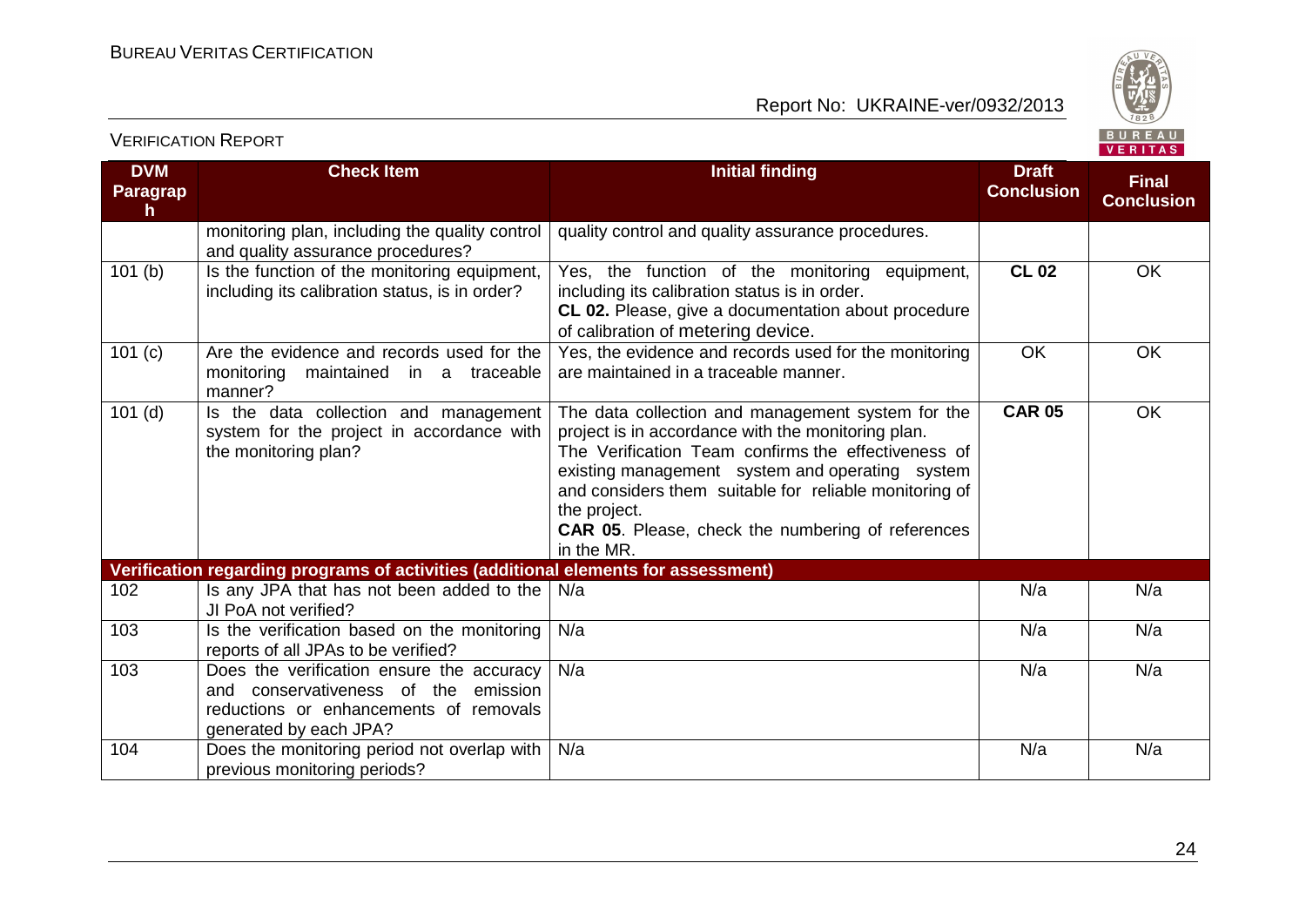| DVM Paragraph | Check Item | Initial finding | Draft Conclusion | Final Conclusion |
|---|---|---|---|---|
| | monitoring plan, including the quality control and quality assurance procedures? | quality control and quality assurance procedures. | | |
| 101 (b) | Is the function of the monitoring equipment, including its calibration status, is in order? | Yes, the function of the monitoring equipment, including its calibration status is in order.<br>**CL 02.** Please, give a documentation about procedure of calibration of metering device. | **CL 02** | OK |
| 101 (c) | Are the evidence and records used for the monitoring maintained in a traceable manner? | Yes, the evidence and records used for the monitoring are maintained in a traceable manner. | OK | OK |
| 101 (d) | Is the data collection and management system for the project in accordance with the monitoring plan? | The data collection and management system for the project is in accordance with the monitoring plan.<br>The Verification Team confirms the effectiveness of existing management system and operating system and considers them suitable for reliable monitoring of the project.<br>**CAR 05**. Please, check the numbering of references in the MR. | **CAR 05** | OK |
| **Verification regarding programs of activities (additional elements for assessment)** | | | | |
| 102 | Is any JPA that has not been added to the JI PoA not verified? | N/a | N/a | N/a |
| 103 | Is the verification based on the monitoring reports of all JPAs to be verified? | N/a | N/a | N/a |
| 103 | Does the verification ensure the accuracy and conservativeness of the emission reductions or enhancements of removals generated by each JPA? | N/a | N/a | N/a |
| 104 | Does the monitoring period not overlap with previous monitoring periods? | N/a | N/a | N/a |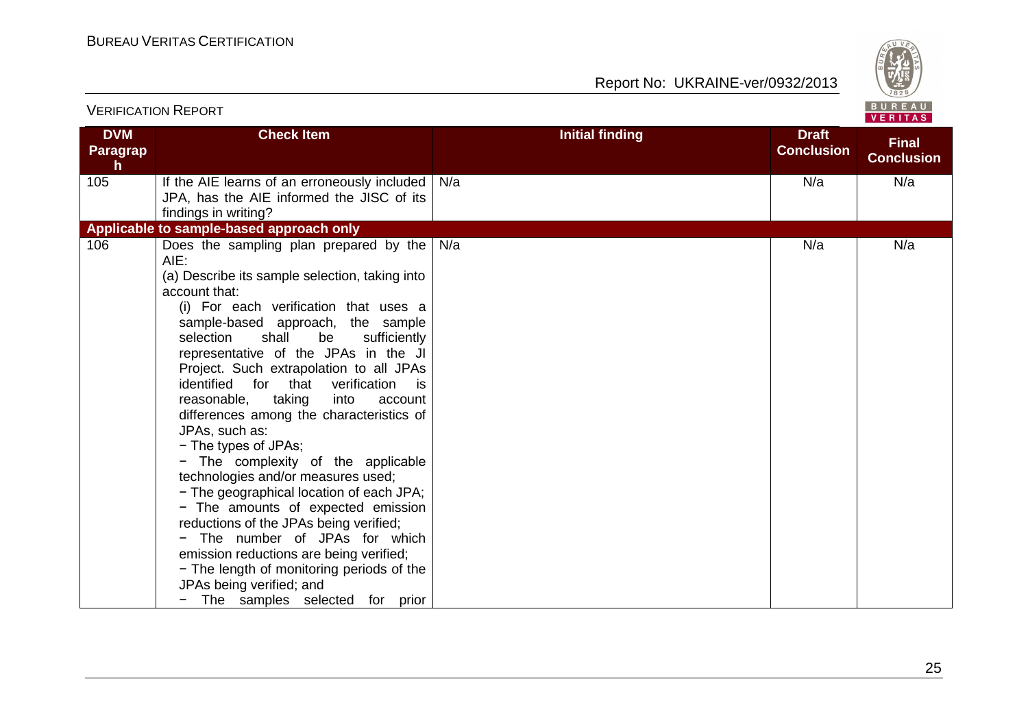| DVM Paragraph | Check Item | Initial finding | Draft Conclusion | Final Conclusion |
|---|---|---|---|---|
| 105 | If the AIE learns of an erroneously included JPA, has the AIE informed the JISC of its findings in writing? | N/a | N/a | N/a |
| **Applicable to sample-based approach only** | | | | |
| 106 | Does the sampling plan prepared by the AIE:<br>(a) Describe its sample selection, taking into account that:<br>(i) For each verification that uses a sample-based approach, the sample selection shall be sufficiently representative of the JPAs in the JI Project. Such extrapolation to all JPAs identified for that verification is reasonable, taking into account differences among the characteristics of JPAs, such as:<br>− The types of JPAs;<br>− The complexity of the applicable technologies and/or measures used;<br>− The geographical location of each JPA;<br>− The amounts of expected emission reductions of the JPAs being verified;<br>− The number of JPAs for which emission reductions are being verified;<br>− The length of monitoring periods of the JPAs being verified; and<br>− The samples selected for prior | N/a | N/a | N/a |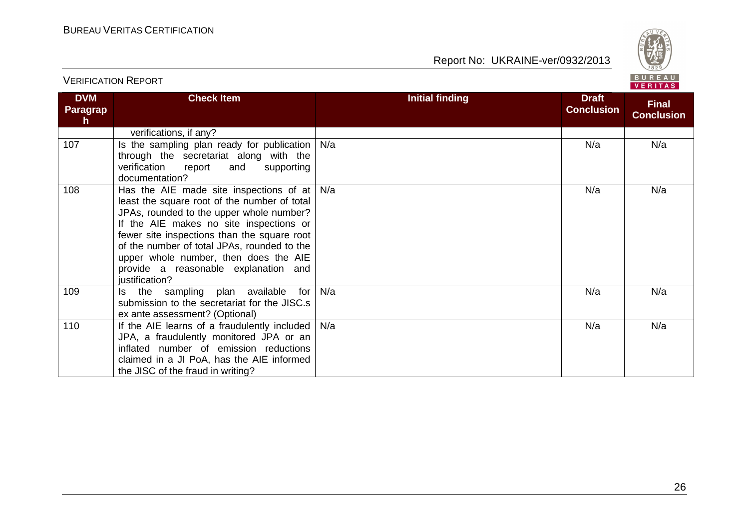| DVM Paragraph | Check Item | Initial finding | Draft Conclusion | Final Conclusion |
|---|---|---|---|---|
| | verifications, if any? | | | |
| 107 | Is the sampling plan ready for publication through the secretariat along with the verification report and supporting documentation? | N/a | N/a | N/a |
| 108 | Has the AIE made site inspections of at least the square root of the number of total JPAs, rounded to the upper whole number? If the AIE makes no site inspections or fewer site inspections than the square root of the number of total JPAs, rounded to the upper whole number, then does the AIE provide a reasonable explanation and justification? | N/a | N/a | N/a |
| 109 | Is the sampling plan available for submission to the secretariat for the JISC.s ex ante assessment? (Optional) | N/a | N/a | N/a |
| 110 | If the AIE learns of a fraudulently included JPA, a fraudulently monitored JPA or an inflated number of emission reductions claimed in a JI PoA, has the AIE informed the JISC of the fraud in writing? | N/a | N/a | N/a |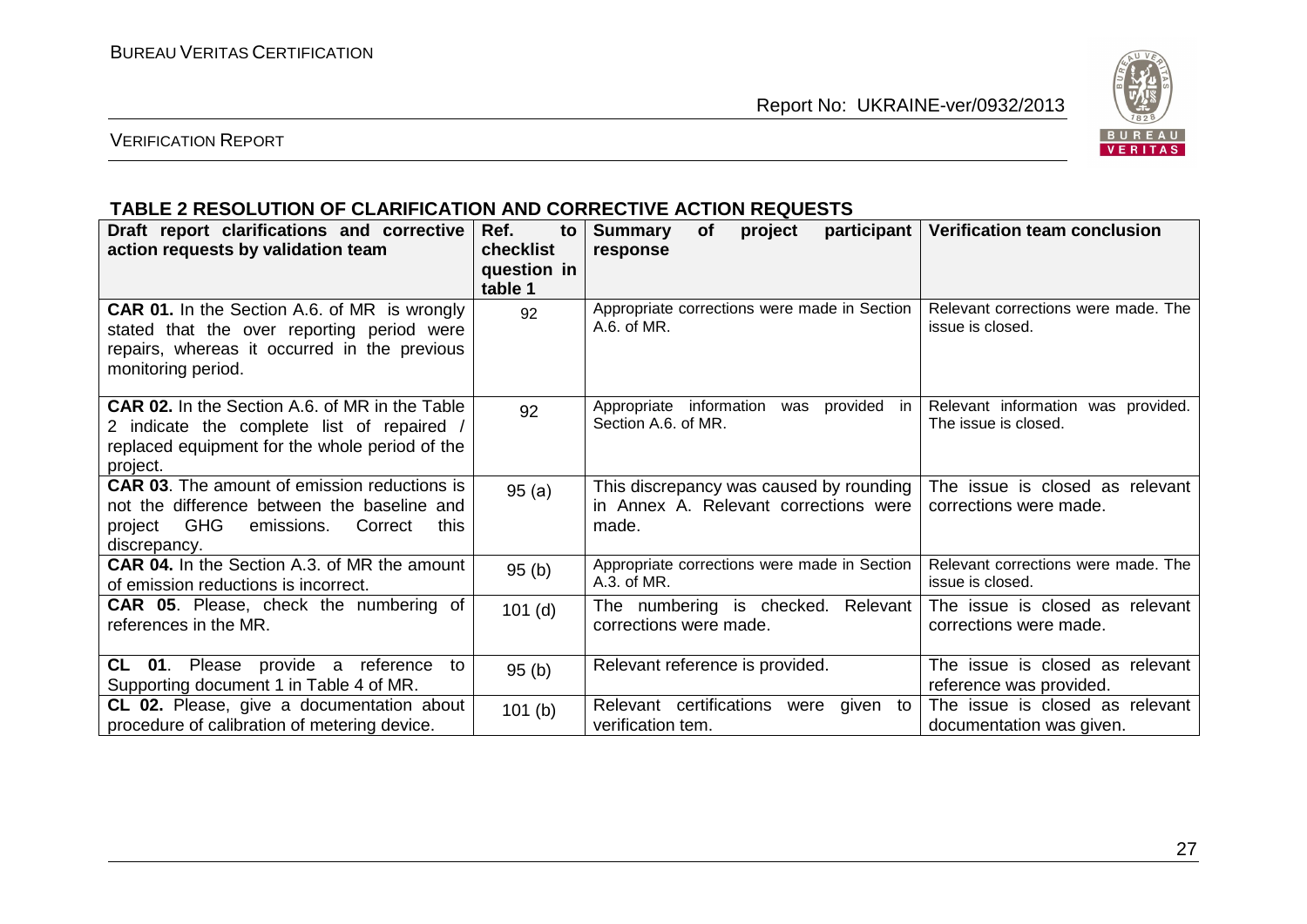**TABLE 2 RESOLUTION OF CLARIFICATION AND CORRECTIVE ACTION REQUESTS**

| Draft report clarifications and corrective action requests by validation team | Ref. to checklist question in table 1 | Summary of project participant response | Verification team conclusion |
|---|---|---|---|
| **CAR 01.** In the Section A.6. of MR is wrongly stated that the over reporting period were repairs, whereas it occurred in the previous monitoring period. | 92 | Appropriate corrections were made in Section A.6. of MR. | Relevant corrections were made. The issue is closed. |
| **CAR 02.** In the Section A.6. of MR in the Table 2 indicate the complete list of repaired / replaced equipment for the whole period of the project. | 92 | Appropriate information was provided in Section A.6. of MR. | Relevant information was provided. The issue is closed. |
| **CAR 03**. The amount of emission reductions is not the difference between the baseline and project GHG emissions. Correct this discrepancy. | 95 (a) | This discrepancy was caused by rounding in Annex A. Relevant corrections were made. | The issue is closed as relevant corrections were made. |
| **CAR 04.** In the Section A.3. of MR the amount of emission reductions is incorrect. | 95 (b) | Appropriate corrections were made in Section A.3. of MR. | Relevant corrections were made. The issue is closed. |
| **CAR 05**. Please, check the numbering of references in the MR. | 101 (d) | The numbering is checked. Relevant corrections were made. | The issue is closed as relevant corrections were made. |
| **CL 01**. Please provide a reference to Supporting document 1 in Table 4 of MR. | 95 (b) | Relevant reference is provided. | The issue is closed as relevant reference was provided. |
| **CL 02.** Please, give a documentation about procedure of calibration of metering device. | 101 (b) | Relevant certifications were given to verification tem. | The issue is closed as relevant documentation was given. |